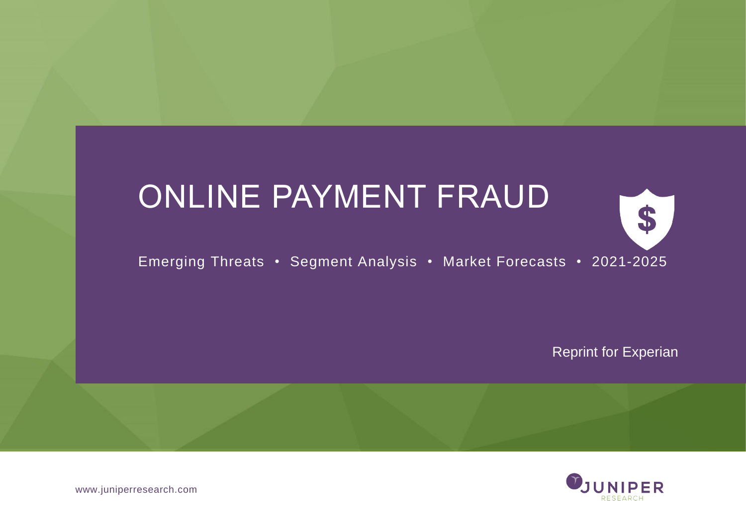# ONLINE PAYMENT FRAUD

Emerging Threats • Segment Analysis • Market Forecasts • 2021-2025

Reprint for Experian

www.juniperresearch.com

JUNIPER RESEARCH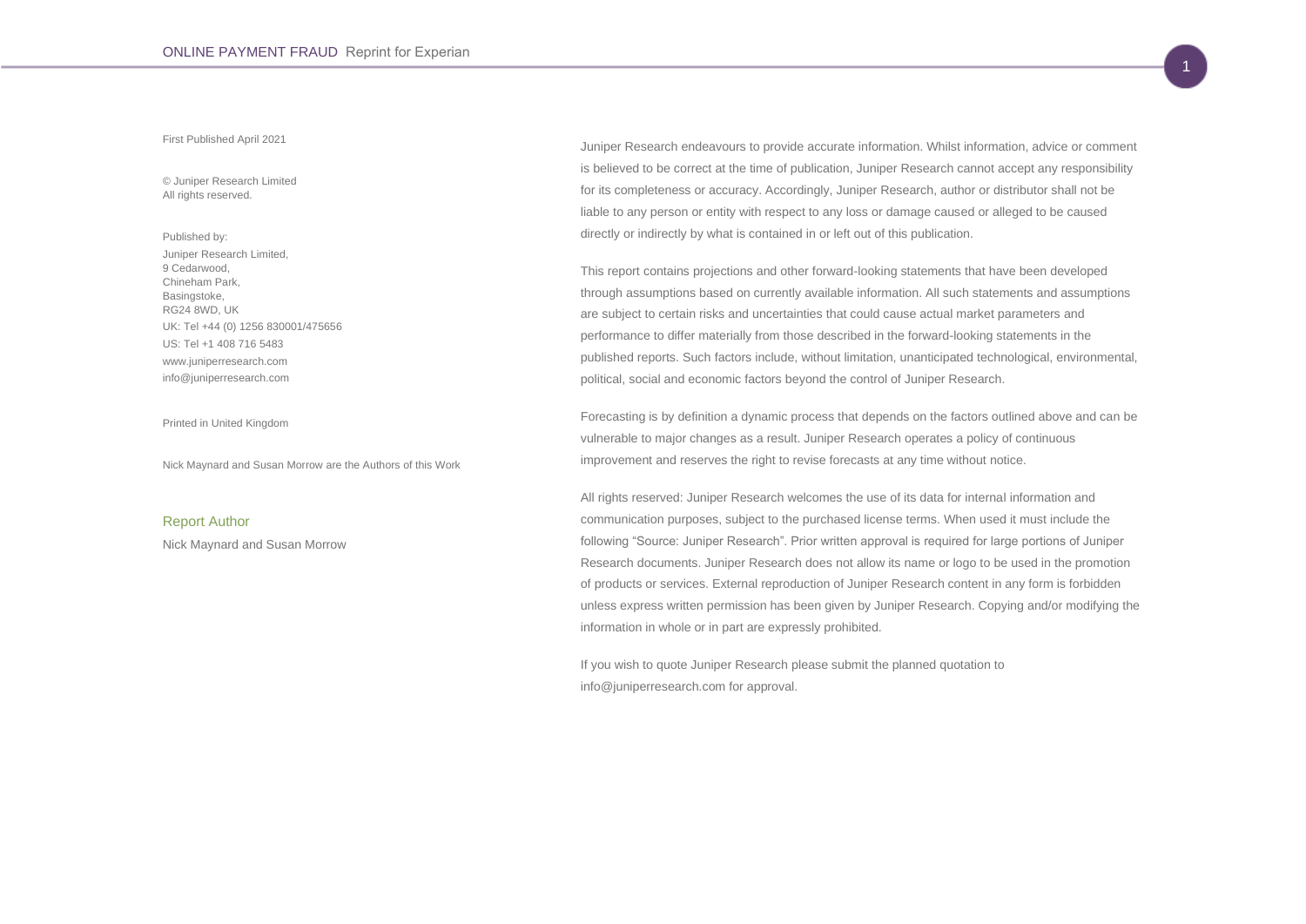First Published April 2021

© Juniper Research Limited
All rights reserved.

Published by:

Juniper Research Limited,
9 Cedarwood,
Chineham Park,
Basingstoke,
RG24 8WD, UK

UK: Tel +44 (0) 1256 830001/475656

US: Tel +1 408 716 5483

www.juniperresearch.com

info@juniperresearch.com

Printed in United Kingdom

Nick Maynard and Susan Morrow are the Authors of this Work

## Report Author

Nick Maynard and Susan Morrow

Juniper Research endeavours to provide accurate information. Whilst information, advice or comment is believed to be correct at the time of publication, Juniper Research cannot accept any responsibility for its completeness or accuracy. Accordingly, Juniper Research, author or distributor shall not be liable to any person or entity with respect to any loss or damage caused or alleged to be caused directly or indirectly by what is contained in or left out of this publication.

This report contains projections and other forward-looking statements that have been developed through assumptions based on currently available information. All such statements and assumptions are subject to certain risks and uncertainties that could cause actual market parameters and performance to differ materially from those described in the forward-looking statements in the published reports. Such factors include, without limitation, unanticipated technological, environmental, political, social and economic factors beyond the control of Juniper Research.

Forecasting is by definition a dynamic process that depends on the factors outlined above and can be vulnerable to major changes as a result. Juniper Research operates a policy of continuous improvement and reserves the right to revise forecasts at any time without notice.

All rights reserved: Juniper Research welcomes the use of its data for internal information and communication purposes, subject to the purchased license terms. When used it must include the following "Source: Juniper Research". Prior written approval is required for large portions of Juniper Research documents. Juniper Research does not allow its name or logo to be used in the promotion of products or services. External reproduction of Juniper Research content in any form is forbidden unless express written permission has been given by Juniper Research. Copying and/or modifying the information in whole or in part are expressly prohibited.

If you wish to quote Juniper Research please submit the planned quotation to info@juniperresearch.com for approval.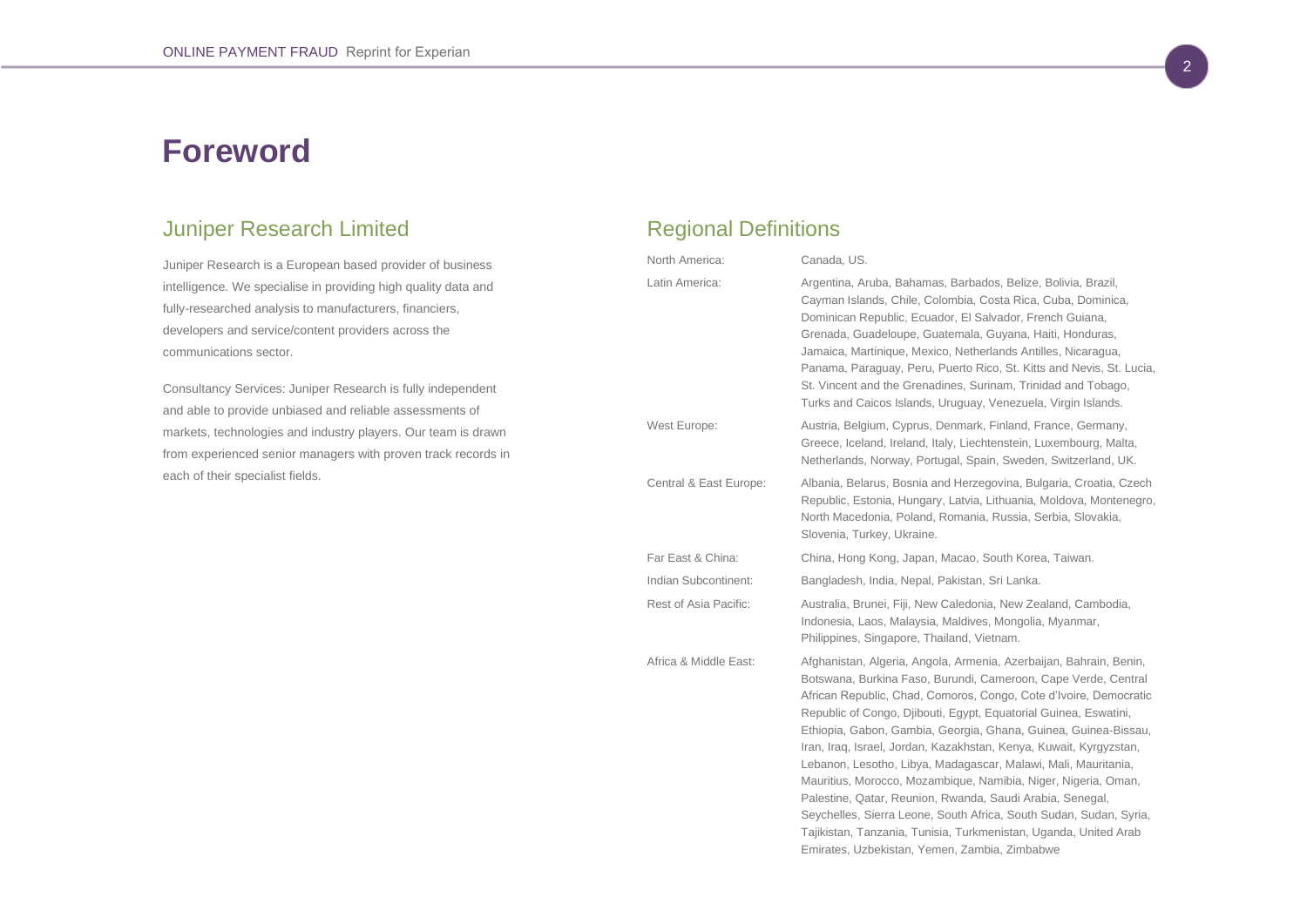# Foreword

## Juniper Research Limited

Juniper Research is a European based provider of business intelligence. We specialise in providing high quality data and fully-researched analysis to manufacturers, financiers, developers and service/content providers across the communications sector.

Consultancy Services: Juniper Research is fully independent and able to provide unbiased and reliable assessments of markets, technologies and industry players. Our team is drawn from experienced senior managers with proven track records in each of their specialist fields.

## Regional Definitions

| | |
|---|---|
| North America: | Canada, US. |
| Latin America: | Argentina, Aruba, Bahamas, Barbados, Belize, Bolivia, Brazil, Cayman Islands, Chile, Colombia, Costa Rica, Cuba, Dominica, Dominican Republic, Ecuador, El Salvador, French Guiana, Grenada, Guadeloupe, Guatemala, Guyana, Haiti, Honduras, Jamaica, Martinique, Mexico, Netherlands Antilles, Nicaragua, Panama, Paraguay, Peru, Puerto Rico, St. Kitts and Nevis, St. Lucia, St. Vincent and the Grenadines, Surinam, Trinidad and Tobago, Turks and Caicos Islands, Uruguay, Venezuela, Virgin Islands. |
| West Europe: | Austria, Belgium, Cyprus, Denmark, Finland, France, Germany, Greece, Iceland, Ireland, Italy, Liechtenstein, Luxembourg, Malta, Netherlands, Norway, Portugal, Spain, Sweden, Switzerland, UK. |
| Central & East Europe: | Albania, Belarus, Bosnia and Herzegovina, Bulgaria, Croatia, Czech Republic, Estonia, Hungary, Latvia, Lithuania, Moldova, Montenegro, North Macedonia, Poland, Romania, Russia, Serbia, Slovakia, Slovenia, Turkey, Ukraine. |
| Far East & China: | China, Hong Kong, Japan, Macao, South Korea, Taiwan. |
| Indian Subcontinent: | Bangladesh, India, Nepal, Pakistan, Sri Lanka. |
| Rest of Asia Pacific: | Australia, Brunei, Fiji, New Caledonia, New Zealand, Cambodia, Indonesia, Laos, Malaysia, Maldives, Mongolia, Myanmar, Philippines, Singapore, Thailand, Vietnam. |
| Africa & Middle East: | Afghanistan, Algeria, Angola, Armenia, Azerbaijan, Bahrain, Benin, Botswana, Burkina Faso, Burundi, Cameroon, Cape Verde, Central African Republic, Chad, Comoros, Congo, Cote d'Ivoire, Democratic Republic of Congo, Djibouti, Egypt, Equatorial Guinea, Eswatini, Ethiopia, Gabon, Gambia, Georgia, Ghana, Guinea, Guinea-Bissau, Iran, Iraq, Israel, Jordan, Kazakhstan, Kenya, Kuwait, Kyrgyzstan, Lebanon, Lesotho, Libya, Madagascar, Malawi, Mali, Mauritania, Mauritius, Morocco, Mozambique, Namibia, Niger, Nigeria, Oman, Palestine, Qatar, Reunion, Rwanda, Saudi Arabia, Senegal, Seychelles, Sierra Leone, South Africa, South Sudan, Sudan, Syria, Tajikistan, Tanzania, Tunisia, Turkmenistan, Uganda, United Arab Emirates, Uzbekistan, Yemen, Zambia, Zimbabwe |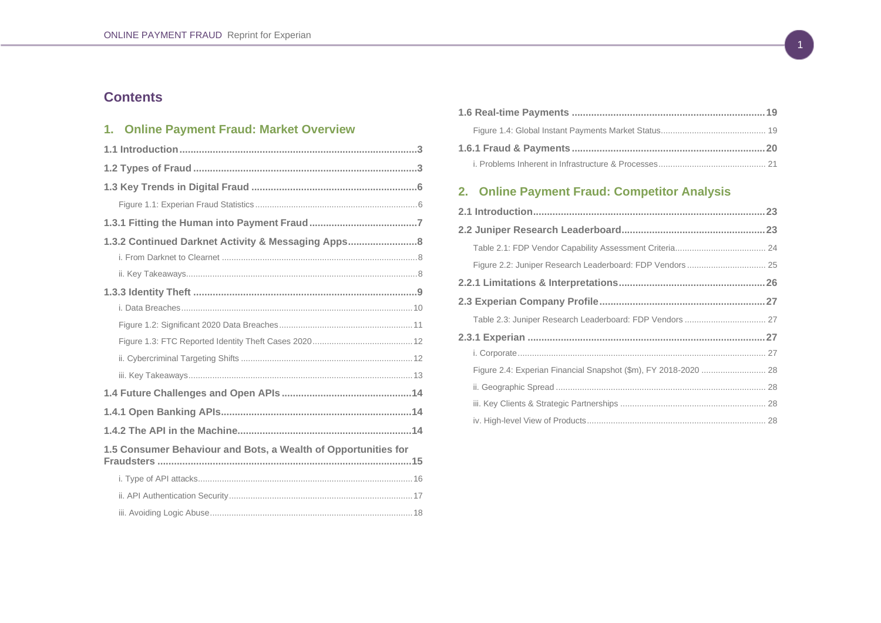## Contents

### 1. Online Payment Fraud: Market Overview

**1.1 Introduction** ..... **3**

**1.2 Types of Fraud** ..... **3**

**1.3 Key Trends in Digital Fraud** ..... **6**

Figure 1.1: Experian Fraud Statistics ..... 6

**1.3.1 Fitting the Human into Payment Fraud** ..... **7**

**1.3.2 Continued Darknet Activity & Messaging Apps** ..... **8**

i. From Darknet to Clearnet ..... 8

ii. Key Takeaways ..... 8

**1.3.3 Identity Theft** ..... **9**

i. Data Breaches ..... 10

Figure 1.2: Significant 2020 Data Breaches ..... 11

Figure 1.3: FTC Reported Identity Theft Cases 2020 ..... 12

ii. Cybercriminal Targeting Shifts ..... 12

iii. Key Takeaways ..... 13

**1.4 Future Challenges and Open APIs** ..... **14**

**1.4.1 Open Banking APIs** ..... **14**

**1.4.2 The API in the Machine** ..... **14**

**1.5 Consumer Behaviour and Bots, a Wealth of Opportunities for Fraudsters** ..... **15**

i. Type of API attacks ..... 16

ii. API Authentication Security ..... 17

iii. Avoiding Logic Abuse ..... 18

**1.6 Real-time Payments** ..... **19**

Figure 1.4: Global Instant Payments Market Status ..... 19

**1.6.1 Fraud & Payments** ..... **20**

i. Problems Inherent in Infrastructure & Processes ..... 21

### 2. Online Payment Fraud: Competitor Analysis

**2.1 Introduction** ..... **23**

**2.2 Juniper Research Leaderboard** ..... **23**

Table 2.1: FDP Vendor Capability Assessment Criteria ..... 24

Figure 2.2: Juniper Research Leaderboard: FDP Vendors ..... 25

**2.2.1 Limitations & Interpretations** ..... **26**

**2.3 Experian Company Profile** ..... **27**

Table 2.3: Juniper Research Leaderboard: FDP Vendors ..... 27

**2.3.1 Experian** ..... **27**

i. Corporate ..... 27

Figure 2.4: Experian Financial Snapshot ($m), FY 2018-2020 ..... 28

ii. Geographic Spread ..... 28

iii. Key Clients & Strategic Partnerships ..... 28

iv. High-level View of Products ..... 28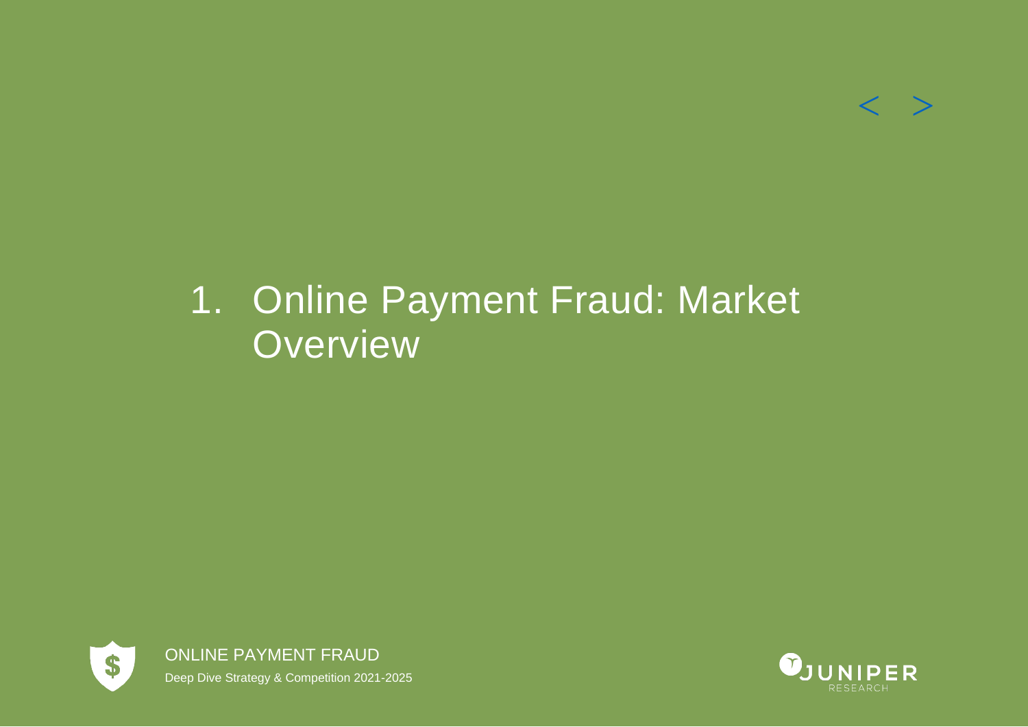# 1. Online Payment Fraud: Market Overview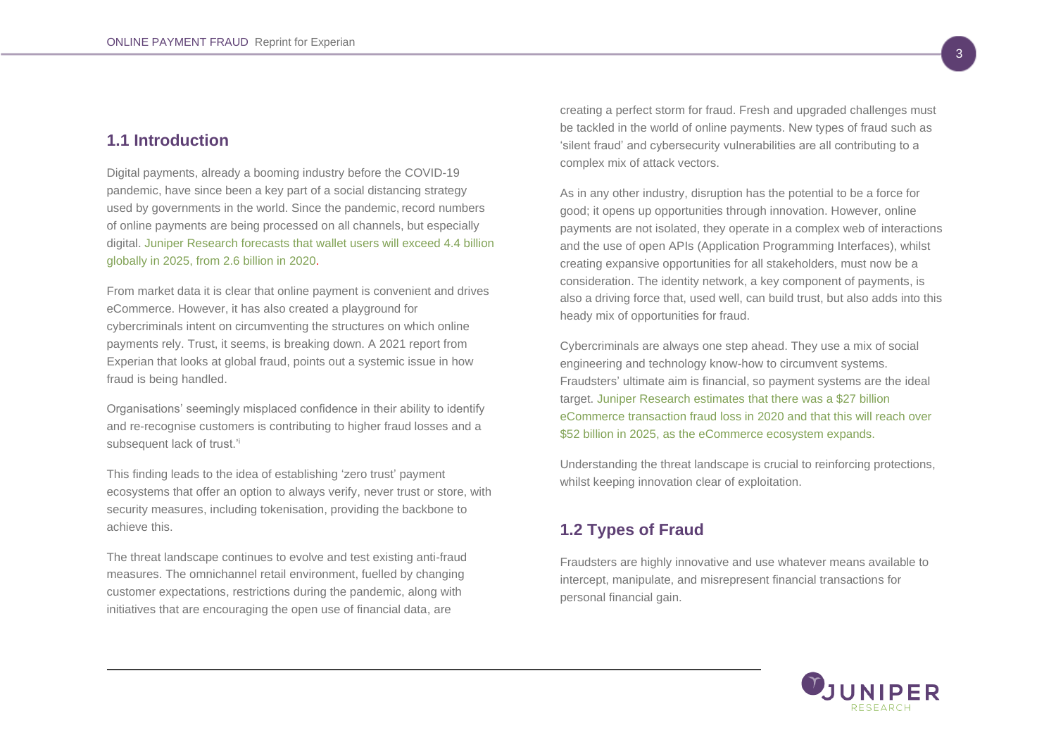## 1.1 Introduction

Digital payments, already a booming industry before the COVID-19 pandemic, have since been a key part of a social distancing strategy used by governments in the world. Since the pandemic, record numbers of online payments are being processed on all channels, but especially digital. Juniper Research forecasts that wallet users will exceed 4.4 billion globally in 2025, from 2.6 billion in 2020.

From market data it is clear that online payment is convenient and drives eCommerce. However, it has also created a playground for cybercriminals intent on circumventing the structures on which online payments rely. Trust, it seems, is breaking down. A 2021 report from Experian that looks at global fraud, points out a systemic issue in how fraud is being handled.

Organisations' seemingly misplaced confidence in their ability to identify and re-recognise customers is contributing to higher fraud losses and a subsequent lack of trust.'[i]

This finding leads to the idea of establishing 'zero trust' payment ecosystems that offer an option to always verify, never trust or store, with security measures, including tokenisation, providing the backbone to achieve this.

The threat landscape continues to evolve and test existing anti-fraud measures. The omnichannel retail environment, fuelled by changing customer expectations, restrictions during the pandemic, along with initiatives that are encouraging the open use of financial data, are creating a perfect storm for fraud. Fresh and upgraded challenges must be tackled in the world of online payments. New types of fraud such as 'silent fraud' and cybersecurity vulnerabilities are all contributing to a complex mix of attack vectors.

As in any other industry, disruption has the potential to be a force for good; it opens up opportunities through innovation. However, online payments are not isolated, they operate in a complex web of interactions and the use of open APIs (Application Programming Interfaces), whilst creating expansive opportunities for all stakeholders, must now be a consideration. The identity network, a key component of payments, is also a driving force that, used well, can build trust, but also adds into this heady mix of opportunities for fraud.

Cybercriminals are always one step ahead. They use a mix of social engineering and technology know-how to circumvent systems. Fraudsters' ultimate aim is financial, so payment systems are the ideal target. Juniper Research estimates that there was a $27 billion eCommerce transaction fraud loss in 2020 and that this will reach over $52 billion in 2025, as the eCommerce ecosystem expands.

Understanding the threat landscape is crucial to reinforcing protections, whilst keeping innovation clear of exploitation.

## 1.2 Types of Fraud

Fraudsters are highly innovative and use whatever means available to intercept, manipulate, and misrepresent financial transactions for personal financial gain.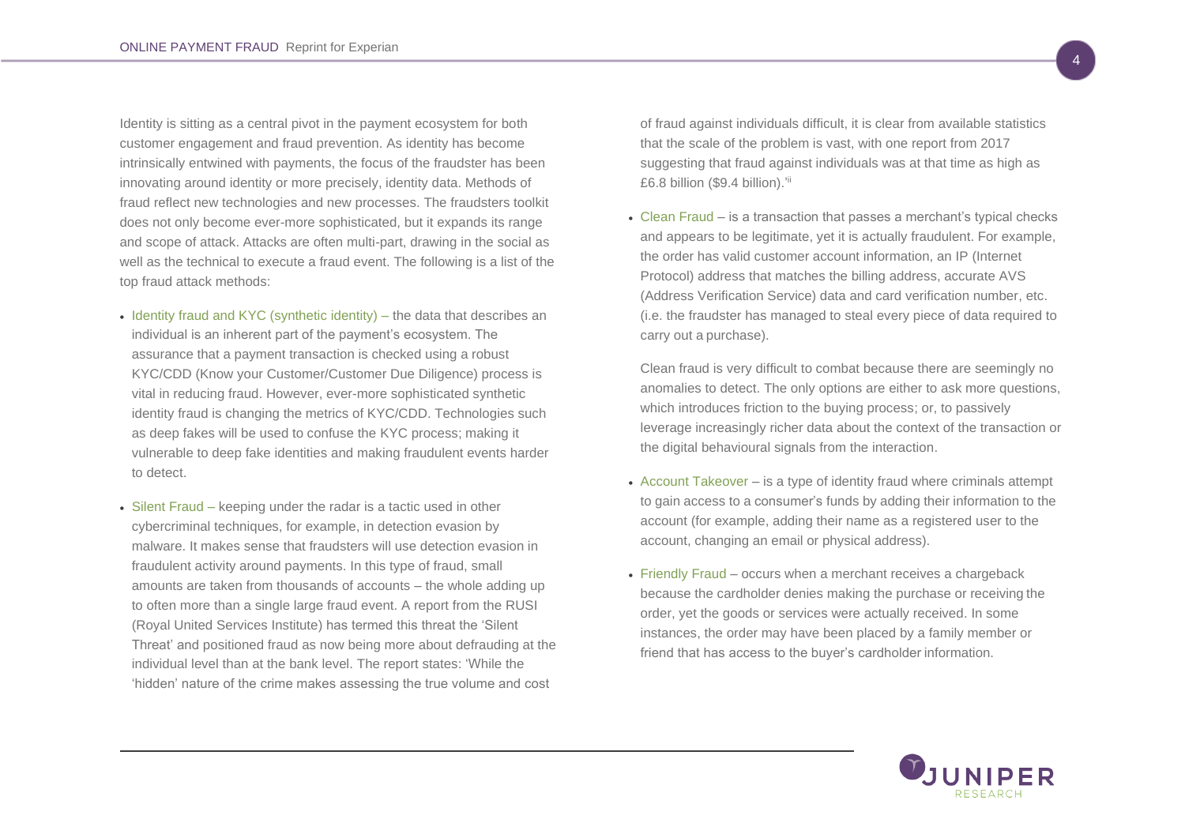Identity is sitting as a central pivot in the payment ecosystem for both customer engagement and fraud prevention. As identity has become intrinsically entwined with payments, the focus of the fraudster has been innovating around identity or more precisely, identity data. Methods of fraud reflect new technologies and new processes. The fraudsters toolkit does not only become ever-more sophisticated, but it expands its range and scope of attack. Attacks are often multi-part, drawing in the social as well as the technical to execute a fraud event. The following is a list of the top fraud attack methods:

- Identity fraud and KYC (synthetic identity) – the data that describes an individual is an inherent part of the payment's ecosystem. The assurance that a payment transaction is checked using a robust KYC/CDD (Know your Customer/Customer Due Diligence) process is vital in reducing fraud. However, ever-more sophisticated synthetic identity fraud is changing the metrics of KYC/CDD. Technologies such as deep fakes will be used to confuse the KYC process; making it vulnerable to deep fake identities and making fraudulent events harder to detect.
- Silent Fraud – keeping under the radar is a tactic used in other cybercriminal techniques, for example, in detection evasion by malware. It makes sense that fraudsters will use detection evasion in fraudulent activity around payments. In this type of fraud, small amounts are taken from thousands of accounts – the whole adding up to often more than a single large fraud event. A report from the RUSI (Royal United Services Institute) has termed this threat the 'Silent Threat' and positioned fraud as now being more about defrauding at the individual level than at the bank level. The report states: 'While the 'hidden' nature of the crime makes assessing the true volume and cost of fraud against individuals difficult, it is clear from available statistics that the scale of the problem is vast, with one report from 2017 suggesting that fraud against individuals was at that time as high as £6.8 billion ($9.4 billion).'[ii]
- Clean Fraud – is a transaction that passes a merchant's typical checks and appears to be legitimate, yet it is actually fraudulent. For example, the order has valid customer account information, an IP (Internet Protocol) address that matches the billing address, accurate AVS (Address Verification Service) data and card verification number, etc. (i.e. the fraudster has managed to steal every piece of data required to carry out a purchase).

  Clean fraud is very difficult to combat because there are seemingly no anomalies to detect. The only options are either to ask more questions, which introduces friction to the buying process; or, to passively leverage increasingly richer data about the context of the transaction or the digital behavioural signals from the interaction.
- Account Takeover – is a type of identity fraud where criminals attempt to gain access to a consumer's funds by adding their information to the account (for example, adding their name as a registered user to the account, changing an email or physical address).
- Friendly Fraud – occurs when a merchant receives a chargeback because the cardholder denies making the purchase or receiving the order, yet the goods or services were actually received. In some instances, the order may have been placed by a family member or friend that has access to the buyer's cardholder information.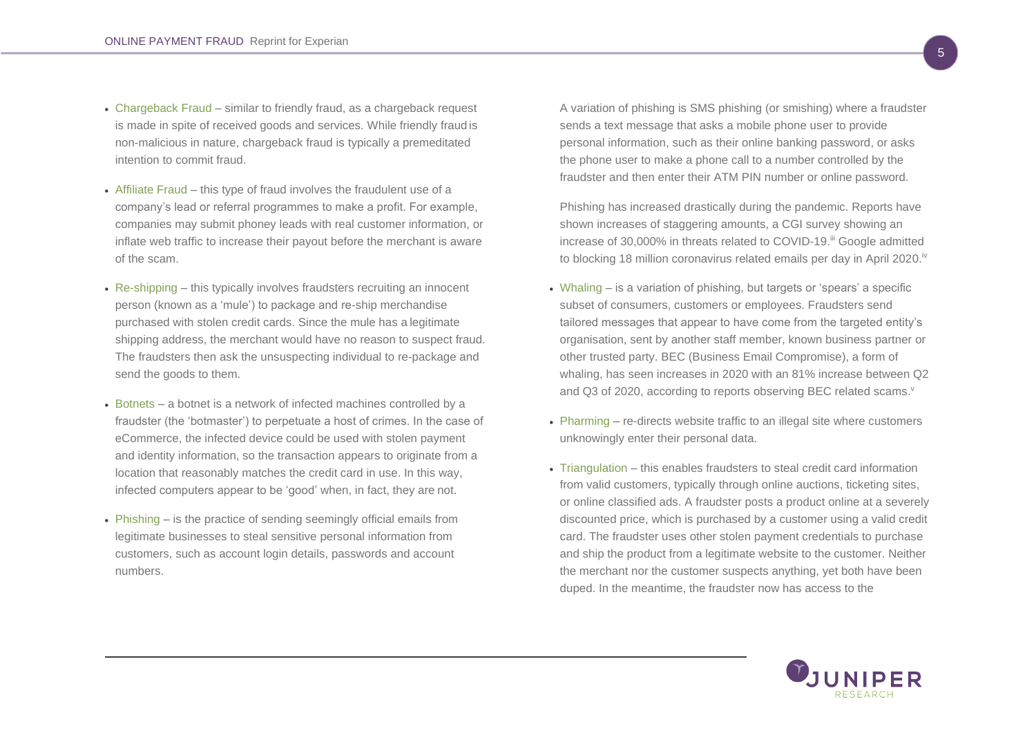- Chargeback Fraud – similar to friendly fraud, as a chargeback request is made in spite of received goods and services. While friendly fraud is non-malicious in nature, chargeback fraud is typically a premeditated intention to commit fraud.
- Affiliate Fraud – this type of fraud involves the fraudulent use of a company's lead or referral programmes to make a profit. For example, companies may submit phoney leads with real customer information, or inflate web traffic to increase their payout before the merchant is aware of the scam.
- Re-shipping – this typically involves fraudsters recruiting an innocent person (known as a 'mule') to package and re-ship merchandise purchased with stolen credit cards. Since the mule has a legitimate shipping address, the merchant would have no reason to suspect fraud. The fraudsters then ask the unsuspecting individual to re-package and send the goods to them.
- Botnets – a botnet is a network of infected machines controlled by a fraudster (the 'botmaster') to perpetuate a host of crimes. In the case of eCommerce, the infected device could be used with stolen payment and identity information, so the transaction appears to originate from a location that reasonably matches the credit card in use. In this way, infected computers appear to be 'good' when, in fact, they are not.
- Phishing – is the practice of sending seemingly official emails from legitimate businesses to steal sensitive personal information from customers, such as account login details, passwords and account numbers.

  A variation of phishing is SMS phishing (or smishing) where a fraudster sends a text message that asks a mobile phone user to provide personal information, such as their online banking password, or asks the phone user to make a phone call to a number controlled by the fraudster and then enter their ATM PIN number or online password.

  Phishing has increased drastically during the pandemic. Reports have shown increases of staggering amounts, a CGI survey showing an increase of 30,000% in threats related to COVID-19.[iii] Google admitted to blocking 18 million coronavirus related emails per day in April 2020.[iv]

- Whaling – is a variation of phishing, but targets or 'spears' a specific subset of consumers, customers or employees. Fraudsters send tailored messages that appear to have come from the targeted entity's organisation, sent by another staff member, known business partner or other trusted party. BEC (Business Email Compromise), a form of whaling, has seen increases in 2020 with an 81% increase between Q2 and Q3 of 2020, according to reports observing BEC related scams.[v]
- Pharming – re-directs website traffic to an illegal site where customers unknowingly enter their personal data.
- Triangulation – this enables fraudsters to steal credit card information from valid customers, typically through online auctions, ticketing sites, or online classified ads. A fraudster posts a product online at a severely discounted price, which is purchased by a customer using a valid credit card. The fraudster uses other stolen payment credentials to purchase and ship the product from a legitimate website to the customer. Neither the merchant nor the customer suspects anything, yet both have been duped. In the meantime, the fraudster now has access to the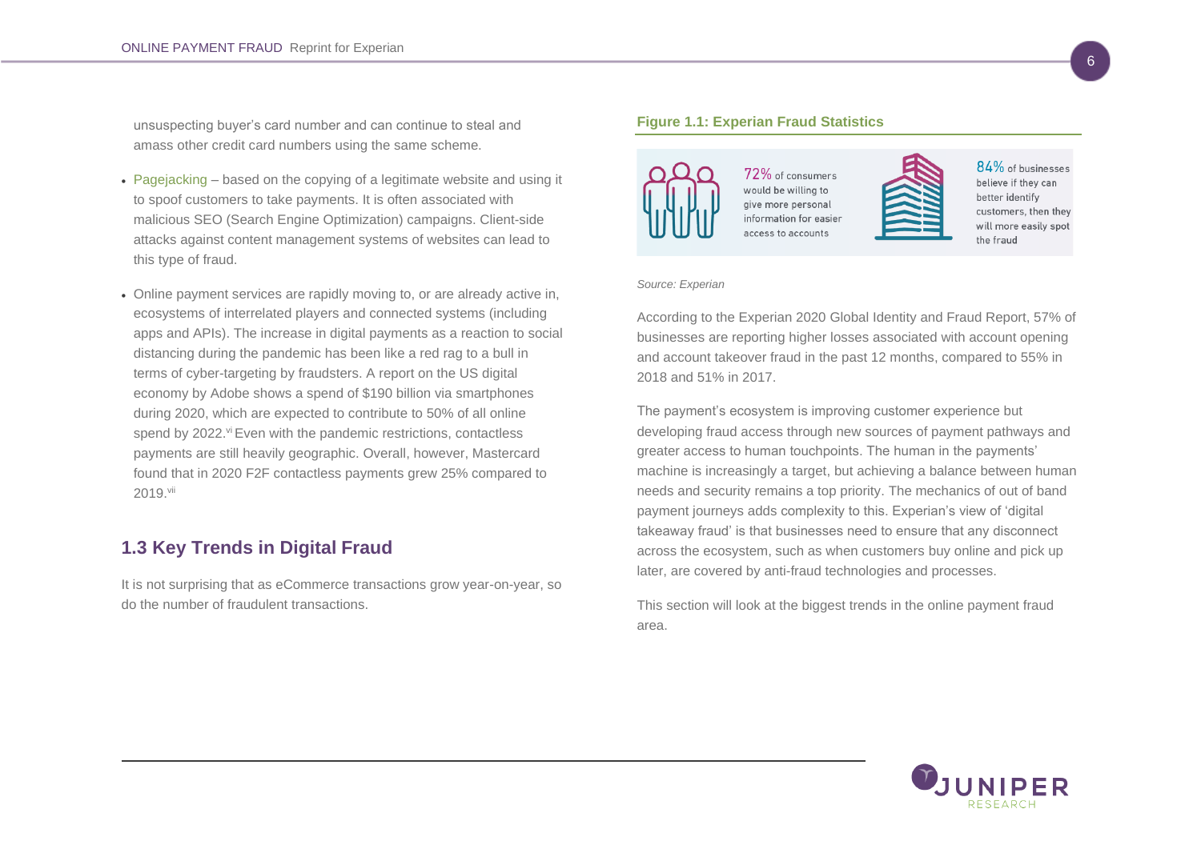unsuspecting buyer's card number and can continue to steal and amass other credit card numbers using the same scheme.

- Pagejacking – based on the copying of a legitimate website and using it to spoof customers to take payments. It is often associated with malicious SEO (Search Engine Optimization) campaigns. Client-side attacks against content management systems of websites can lead to this type of fraud.
- Online payment services are rapidly moving to, or are already active in, ecosystems of interrelated players and connected systems (including apps and APIs). The increase in digital payments as a reaction to social distancing during the pandemic has been like a red rag to a bull in terms of cyber-targeting by fraudsters. A report on the US digital economy by Adobe shows a spend of $190 billion via smartphones during 2020, which are expected to contribute to 50% of all online spend by 2022.[vi] Even with the pandemic restrictions, contactless payments are still heavily geographic. Overall, however, Mastercard found that in 2020 F2F contactless payments grew 25% compared to 2019.[vii]

## 1.3 Key Trends in Digital Fraud

It is not surprising that as eCommerce transactions grow year-on-year, so do the number of fraudulent transactions.

**Figure 1.1: Experian Fraud Statistics**

72% of consumers would be willing to give more personal information for easier access to accounts

84% of businesses believe if they can better identify customers, then they will more easily spot the fraud

*Source: Experian*

According to the Experian 2020 Global Identity and Fraud Report, 57% of businesses are reporting higher losses associated with account opening and account takeover fraud in the past 12 months, compared to 55% in 2018 and 51% in 2017.

The payment's ecosystem is improving customer experience but developing fraud access through new sources of payment pathways and greater access to human touchpoints. The human in the payments' machine is increasingly a target, but achieving a balance between human needs and security remains a top priority. The mechanics of out of band payment journeys adds complexity to this. Experian's view of 'digital takeaway fraud' is that businesses need to ensure that any disconnect across the ecosystem, such as when customers buy online and pick up later, are covered by anti-fraud technologies and processes.

This section will look at the biggest trends in the online payment fraud area.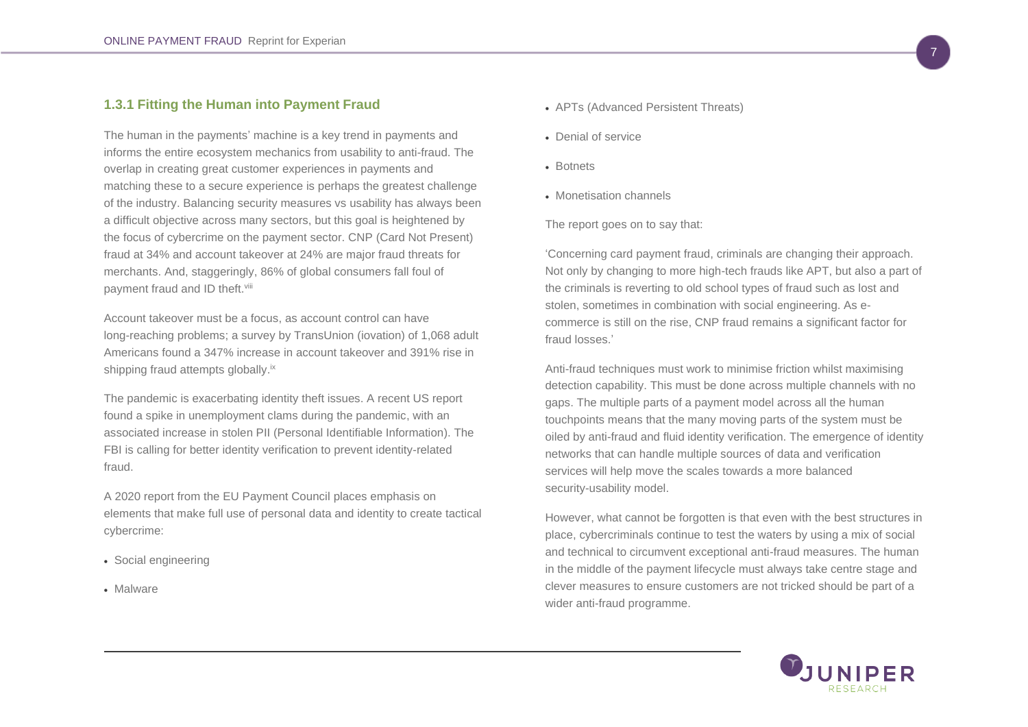### 1.3.1 Fitting the Human into Payment Fraud

The human in the payments' machine is a key trend in payments and informs the entire ecosystem mechanics from usability to anti-fraud. The overlap in creating great customer experiences in payments and matching these to a secure experience is perhaps the greatest challenge of the industry. Balancing security measures vs usability has always been a difficult objective across many sectors, but this goal is heightened by the focus of cybercrime on the payment sector. CNP (Card Not Present) fraud at 34% and account takeover at 24% are major fraud threats for merchants. And, staggeringly, 86% of global consumers fall foul of payment fraud and ID theft.[viii]

Account takeover must be a focus, as account control can have long-reaching problems; a survey by TransUnion (iovation) of 1,068 adult Americans found a 347% increase in account takeover and 391% rise in shipping fraud attempts globally.[ix]

The pandemic is exacerbating identity theft issues. A recent US report found a spike in unemployment clams during the pandemic, with an associated increase in stolen PII (Personal Identifiable Information). The FBI is calling for better identity verification to prevent identity-related fraud.

A 2020 report from the EU Payment Council places emphasis on elements that make full use of personal data and identity to create tactical cybercrime:

- Social engineering
- Malware
- APTs (Advanced Persistent Threats)
- Denial of service
- Botnets
- Monetisation channels

The report goes on to say that:

'Concerning card payment fraud, criminals are changing their approach. Not only by changing to more high-tech frauds like APT, but also a part of the criminals is reverting to old school types of fraud such as lost and stolen, sometimes in combination with social engineering. As e-commerce is still on the rise, CNP fraud remains a significant factor for fraud losses.'

Anti-fraud techniques must work to minimise friction whilst maximising detection capability. This must be done across multiple channels with no gaps. The multiple parts of a payment model across all the human touchpoints means that the many moving parts of the system must be oiled by anti-fraud and fluid identity verification. The emergence of identity networks that can handle multiple sources of data and verification services will help move the scales towards a more balanced security-usability model.

However, what cannot be forgotten is that even with the best structures in place, cybercriminals continue to test the waters by using a mix of social and technical to circumvent exceptional anti-fraud measures. The human in the middle of the payment lifecycle must always take centre stage and clever measures to ensure customers are not tricked should be part of a wider anti-fraud programme.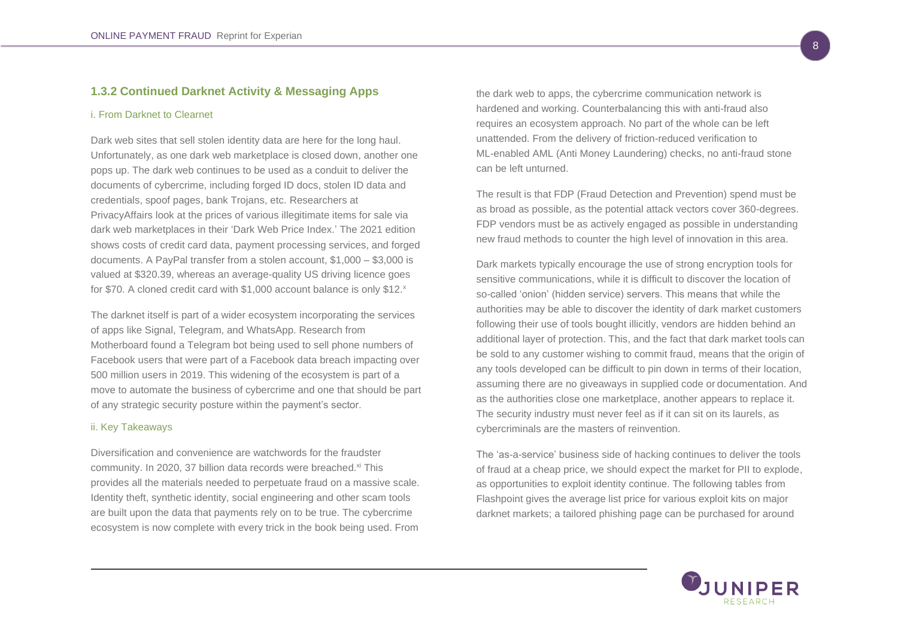### 1.3.2 Continued Darknet Activity & Messaging Apps

#### i. From Darknet to Clearnet

Dark web sites that sell stolen identity data are here for the long haul. Unfortunately, as one dark web marketplace is closed down, another one pops up. The dark web continues to be used as a conduit to deliver the documents of cybercrime, including forged ID docs, stolen ID data and credentials, spoof pages, bank Trojans, etc. Researchers at PrivacyAffairs look at the prices of various illegitimate items for sale via dark web marketplaces in their 'Dark Web Price Index.' The 2021 edition shows costs of credit card data, payment processing services, and forged documents. A PayPal transfer from a stolen account, $1,000 – $3,000 is valued at $320.39, whereas an average-quality US driving licence goes for $70. A cloned credit card with $1,000 account balance is only $12.[x]

The darknet itself is part of a wider ecosystem incorporating the services of apps like Signal, Telegram, and WhatsApp. Research from Motherboard found a Telegram bot being used to sell phone numbers of Facebook users that were part of a Facebook data breach impacting over 500 million users in 2019. This widening of the ecosystem is part of a move to automate the business of cybercrime and one that should be part of any strategic security posture within the payment's sector.

#### ii. Key Takeaways

Diversification and convenience are watchwords for the fraudster community. In 2020, 37 billion data records were breached.[xi] This provides all the materials needed to perpetuate fraud on a massive scale. Identity theft, synthetic identity, social engineering and other scam tools are built upon the data that payments rely on to be true. The cybercrime ecosystem is now complete with every trick in the book being used. From the dark web to apps, the cybercrime communication network is hardened and working. Counterbalancing this with anti-fraud also requires an ecosystem approach. No part of the whole can be left unattended. From the delivery of friction-reduced verification to ML-enabled AML (Anti Money Laundering) checks, no anti-fraud stone can be left unturned.

The result is that FDP (Fraud Detection and Prevention) spend must be as broad as possible, as the potential attack vectors cover 360-degrees. FDP vendors must be as actively engaged as possible in understanding new fraud methods to counter the high level of innovation in this area.

Dark markets typically encourage the use of strong encryption tools for sensitive communications, while it is difficult to discover the location of so-called 'onion' (hidden service) servers. This means that while the authorities may be able to discover the identity of dark market customers following their use of tools bought illicitly, vendors are hidden behind an additional layer of protection. This, and the fact that dark market tools can be sold to any customer wishing to commit fraud, means that the origin of any tools developed can be difficult to pin down in terms of their location, assuming there are no giveaways in supplied code or documentation. And as the authorities close one marketplace, another appears to replace it. The security industry must never feel as if it can sit on its laurels, as cybercriminals are the masters of reinvention.

The 'as-a-service' business side of hacking continues to deliver the tools of fraud at a cheap price, we should expect the market for PII to explode, as opportunities to exploit identity continue. The following tables from Flashpoint gives the average list price for various exploit kits on major darknet markets; a tailored phishing page can be purchased for around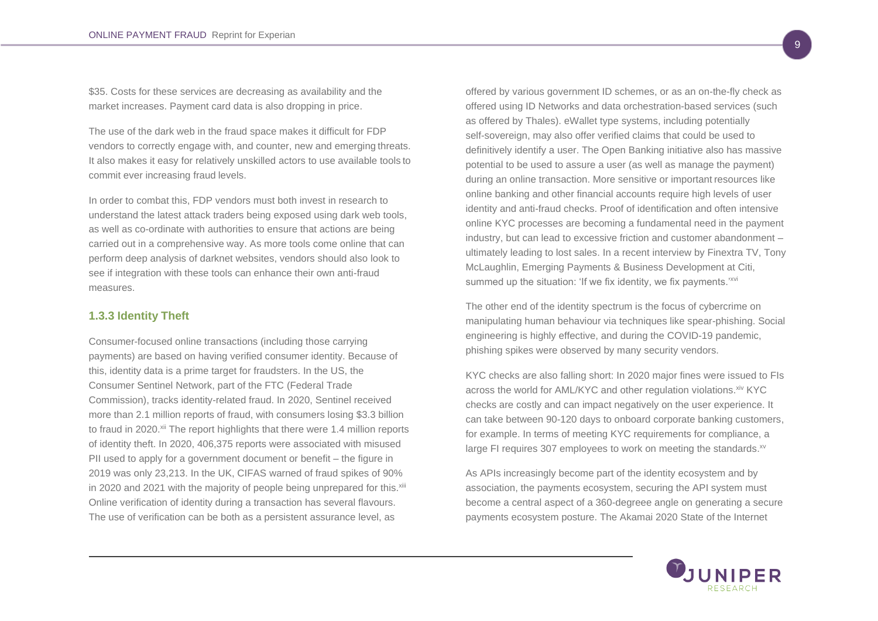$35. Costs for these services are decreasing as availability and the market increases. Payment card data is also dropping in price.

The use of the dark web in the fraud space makes it difficult for FDP vendors to correctly engage with, and counter, new and emerging threats. It also makes it easy for relatively unskilled actors to use available tools to commit ever increasing fraud levels.

In order to combat this, FDP vendors must both invest in research to understand the latest attack traders being exposed using dark web tools, as well as co-ordinate with authorities to ensure that actions are being carried out in a comprehensive way. As more tools come online that can perform deep analysis of darknet websites, vendors should also look to see if integration with these tools can enhance their own anti-fraud measures.

### 1.3.3 Identity Theft

Consumer-focused online transactions (including those carrying payments) are based on having verified consumer identity. Because of this, identity data is a prime target for fraudsters. In the US, the Consumer Sentinel Network, part of the FTC (Federal Trade Commission), tracks identity-related fraud. In 2020, Sentinel received more than 2.1 million reports of fraud, with consumers losing $3.3 billion to fraud in 2020.[xii] The report highlights that there were 1.4 million reports of identity theft. In 2020, 406,375 reports were associated with misused PII used to apply for a government document or benefit – the figure in 2019 was only 23,213. In the UK, CIFAS warned of fraud spikes of 90% in 2020 and 2021 with the majority of people being unprepared for this.[xiii] Online verification of identity during a transaction has several flavours. The use of verification can be both as a persistent assurance level, as offered by various government ID schemes, or as an on-the-fly check as offered using ID Networks and data orchestration-based services (such as offered by Thales). eWallet type systems, including potentially self-sovereign, may also offer verified claims that could be used to definitively identify a user. The Open Banking initiative also has massive potential to be used to assure a user (as well as manage the payment) during an online transaction. More sensitive or important resources like online banking and other financial accounts require high levels of user identity and anti-fraud checks. Proof of identification and often intensive online KYC processes are becoming a fundamental need in the payment industry, but can lead to excessive friction and customer abandonment – ultimately leading to lost sales. In a recent interview by Finextra TV, Tony McLaughlin, Emerging Payments & Business Development at Citi, summed up the situation: 'If we fix identity, we fix payments.'[xvi]

The other end of the identity spectrum is the focus of cybercrime on manipulating human behaviour via techniques like spear-phishing. Social engineering is highly effective, and during the COVID-19 pandemic, phishing spikes were observed by many security vendors.

KYC checks are also falling short: In 2020 major fines were issued to FIs across the world for AML/KYC and other regulation violations.[xiv] KYC checks are costly and can impact negatively on the user experience. It can take between 90-120 days to onboard corporate banking customers, for example. In terms of meeting KYC requirements for compliance, a large FI requires 307 employees to work on meeting the standards.[xv]

As APIs increasingly become part of the identity ecosystem and by association, the payments ecosystem, securing the API system must become a central aspect of a 360-degreee angle on generating a secure payments ecosystem posture. The Akamai 2020 State of the Internet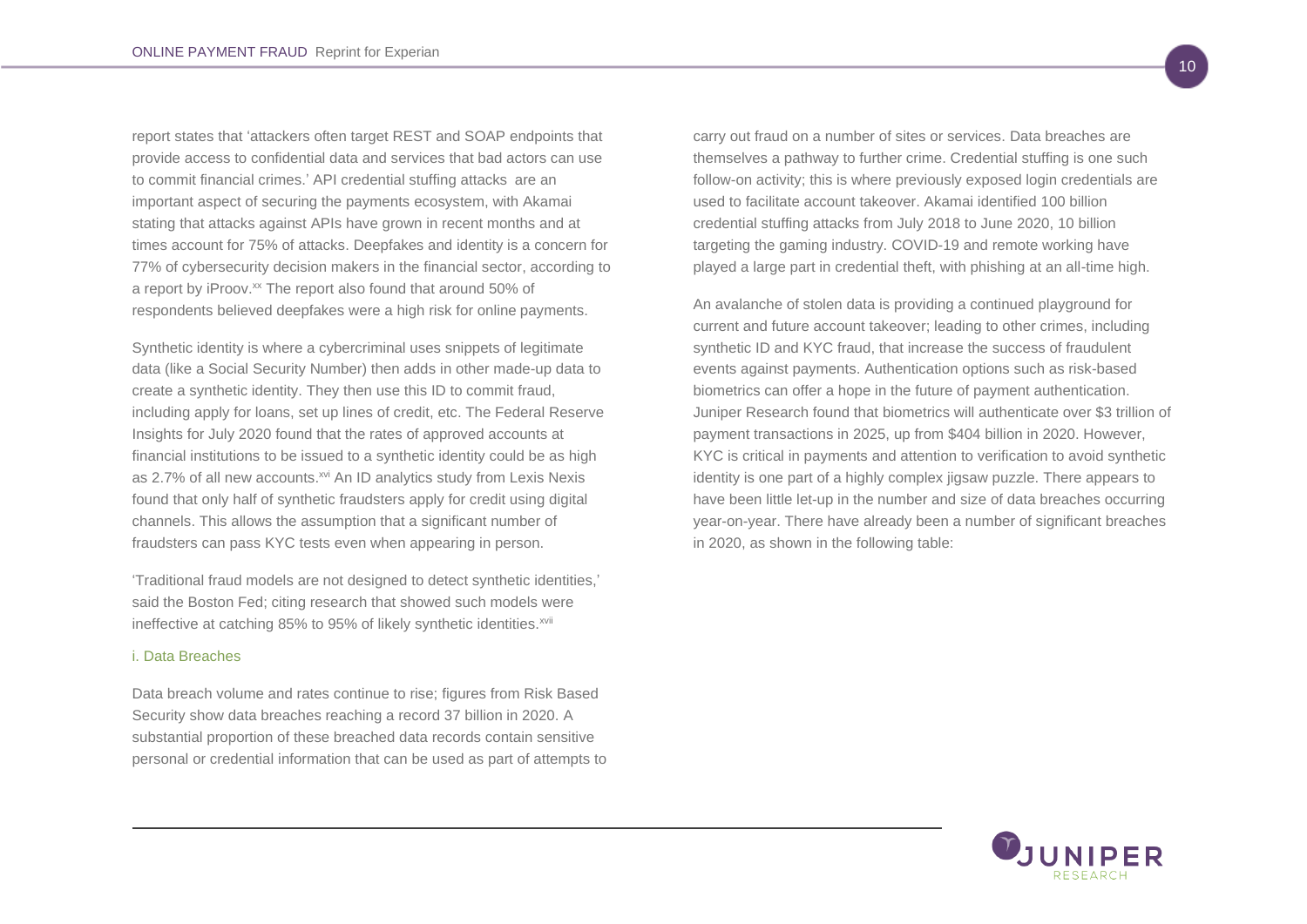report states that 'attackers often target REST and SOAP endpoints that provide access to confidential data and services that bad actors can use to commit financial crimes.' API credential stuffing attacks are an important aspect of securing the payments ecosystem, with Akamai stating that attacks against APIs have grown in recent months and at times account for 75% of attacks. Deepfakes and identity is a concern for 77% of cybersecurity decision makers in the financial sector, according to a report by iProov.[xx] The report also found that around 50% of respondents believed deepfakes were a high risk for online payments.

Synthetic identity is where a cybercriminal uses snippets of legitimate data (like a Social Security Number) then adds in other made-up data to create a synthetic identity. They then use this ID to commit fraud, including apply for loans, set up lines of credit, etc. The Federal Reserve Insights for July 2020 found that the rates of approved accounts at financial institutions to be issued to a synthetic identity could be as high as 2.7% of all new accounts.[xvi] An ID analytics study from Lexis Nexis found that only half of synthetic fraudsters apply for credit using digital channels. This allows the assumption that a significant number of fraudsters can pass KYC tests even when appearing in person.

'Traditional fraud models are not designed to detect synthetic identities,' said the Boston Fed; citing research that showed such models were ineffective at catching 85% to 95% of likely synthetic identities.[xvii]

### i. Data Breaches

Data breach volume and rates continue to rise; figures from Risk Based Security show data breaches reaching a record 37 billion in 2020. A substantial proportion of these breached data records contain sensitive personal or credential information that can be used as part of attempts to carry out fraud on a number of sites or services. Data breaches are themselves a pathway to further crime. Credential stuffing is one such follow-on activity; this is where previously exposed login credentials are used to facilitate account takeover. Akamai identified 100 billion credential stuffing attacks from July 2018 to June 2020, 10 billion targeting the gaming industry. COVID-19 and remote working have played a large part in credential theft, with phishing at an all-time high.

An avalanche of stolen data is providing a continued playground for current and future account takeover; leading to other crimes, including synthetic ID and KYC fraud, that increase the success of fraudulent events against payments. Authentication options such as risk-based biometrics can offer a hope in the future of payment authentication. Juniper Research found that biometrics will authenticate over $3 trillion of payment transactions in 2025, up from $404 billion in 2020. However, KYC is critical in payments and attention to verification to avoid synthetic identity is one part of a highly complex jigsaw puzzle. There appears to have been little let-up in the number and size of data breaches occurring year-on-year. There have already been a number of significant breaches in 2020, as shown in the following table: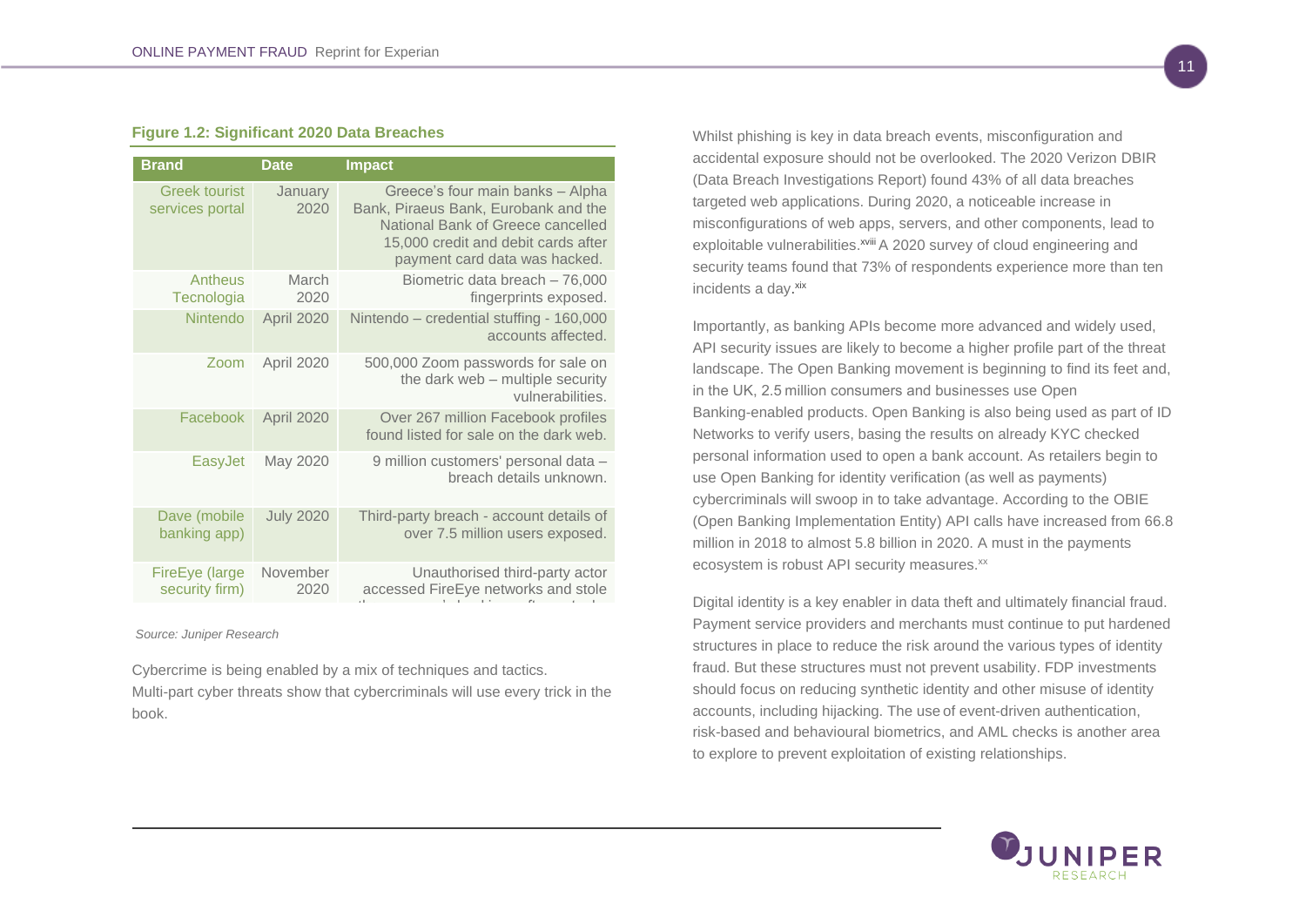**Figure 1.2: Significant 2020 Data Breaches**

| Brand | Date | Impact |
|---|---|---|
| Greek tourist services portal | January 2020 | Greece's four main banks – Alpha Bank, Piraeus Bank, Eurobank and the National Bank of Greece cancelled 15,000 credit and debit cards after payment card data was hacked. |
| Antheus Tecnologia | March 2020 | Biometric data breach – 76,000 fingerprints exposed. |
| Nintendo | April 2020 | Nintendo – credential stuffing - 160,000 accounts affected. |
| Zoom | April 2020 | 500,000 Zoom passwords for sale on the dark web – multiple security vulnerabilities. |
| Facebook | April 2020 | Over 267 million Facebook profiles found listed for sale on the dark web. |
| EasyJet | May 2020 | 9 million customers' personal data – breach details unknown. |
| Dave (mobile banking app) | July 2020 | Third-party breach - account details of over 7.5 million users exposed. |
| FireEye (large security firm) | November 2020 | Unauthorised third-party actor accessed FireEye networks and stole |

*Source: Juniper Research*

Cybercrime is being enabled by a mix of techniques and tactics. Multi-part cyber threats show that cybercriminals will use every trick in the book.

Whilst phishing is key in data breach events, misconfiguration and accidental exposure should not be overlooked. The 2020 Verizon DBIR (Data Breach Investigations Report) found 43% of all data breaches targeted web applications. During 2020, a noticeable increase in misconfigurations of web apps, servers, and other components, lead to exploitable vulnerabilities.[xviii] A 2020 survey of cloud engineering and security teams found that 73% of respondents experience more than ten incidents a day.[xix]

Importantly, as banking APIs become more advanced and widely used, API security issues are likely to become a higher profile part of the threat landscape. The Open Banking movement is beginning to find its feet and, in the UK, 2.5 million consumers and businesses use Open Banking-enabled products. Open Banking is also being used as part of ID Networks to verify users, basing the results on already KYC checked personal information used to open a bank account. As retailers begin to use Open Banking for identity verification (as well as payments) cybercriminals will swoop in to take advantage. According to the OBIE (Open Banking Implementation Entity) API calls have increased from 66.8 million in 2018 to almost 5.8 billion in 2020. A must in the payments ecosystem is robust API security measures.[xx]

Digital identity is a key enabler in data theft and ultimately financial fraud. Payment service providers and merchants must continue to put hardened structures in place to reduce the risk around the various types of identity fraud. But these structures must not prevent usability. FDP investments should focus on reducing synthetic identity and other misuse of identity accounts, including hijacking. The use of event-driven authentication, risk-based and behavioural biometrics, and AML checks is another area to explore to prevent exploitation of existing relationships.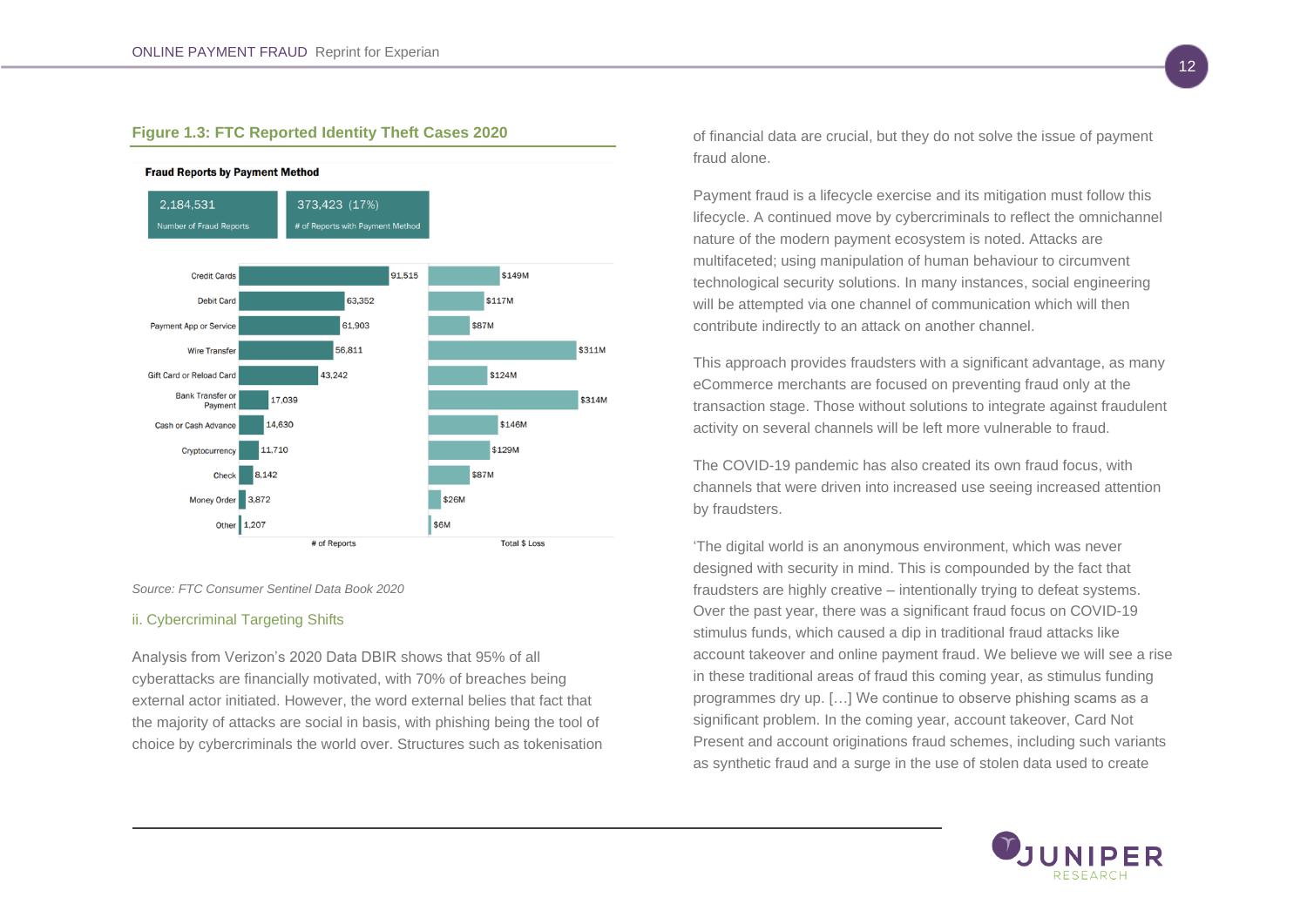**Figure 1.3: FTC Reported Identity Theft Cases 2020**

**Fraud Reports by Payment Method**

2,184,531 Number of Fraud Reports

373,423 (17%) # of Reports with Payment Method

| Payment Method | # of Reports | Total $ Loss |
|---|---|---|
| Credit Cards | 91,515 | $149M |
| Debit Card | 63,352 | $117M |
| Payment App or Service | 61,903 | $87M |
| Wire Transfer | 56,811 | $311M |
| Gift Card or Reload Card | 43,242 | $124M |
| Bank Transfer or Payment | 17,039 | $314M |
| Cash or Cash Advance | 14,630 | $146M |
| Cryptocurrency | 11,710 | $129M |
| Check | 8,142 | $87M |
| Money Order | 3,872 | $26M |
| Other | 1,207 | $6M |

*Source: FTC Consumer Sentinel Data Book 2020*

### ii. Cybercriminal Targeting Shifts

Analysis from Verizon's 2020 Data DBIR shows that 95% of all cyberattacks are financially motivated, with 70% of breaches being external actor initiated. However, the word external belies that fact that the majority of attacks are social in basis, with phishing being the tool of choice by cybercriminals the world over. Structures such as tokenisation of financial data are crucial, but they do not solve the issue of payment fraud alone.

Payment fraud is a lifecycle exercise and its mitigation must follow this lifecycle. A continued move by cybercriminals to reflect the omnichannel nature of the modern payment ecosystem is noted. Attacks are multifaceted; using manipulation of human behaviour to circumvent technological security solutions. In many instances, social engineering will be attempted via one channel of communication which will then contribute indirectly to an attack on another channel.

This approach provides fraudsters with a significant advantage, as many eCommerce merchants are focused on preventing fraud only at the transaction stage. Those without solutions to integrate against fraudulent activity on several channels will be left more vulnerable to fraud.

The COVID-19 pandemic has also created its own fraud focus, with channels that were driven into increased use seeing increased attention by fraudsters.

'The digital world is an anonymous environment, which was never designed with security in mind. This is compounded by the fact that fraudsters are highly creative – intentionally trying to defeat systems. Over the past year, there was a significant fraud focus on COVID-19 stimulus funds, which caused a dip in traditional fraud attacks like account takeover and online payment fraud. We believe we will see a rise in these traditional areas of fraud this coming year, as stimulus funding programmes dry up. […] We continue to observe phishing scams as a significant problem. In the coming year, account takeover, Card Not Present and account originations fraud schemes, including such variants as synthetic fraud and a surge in the use of stolen data used to create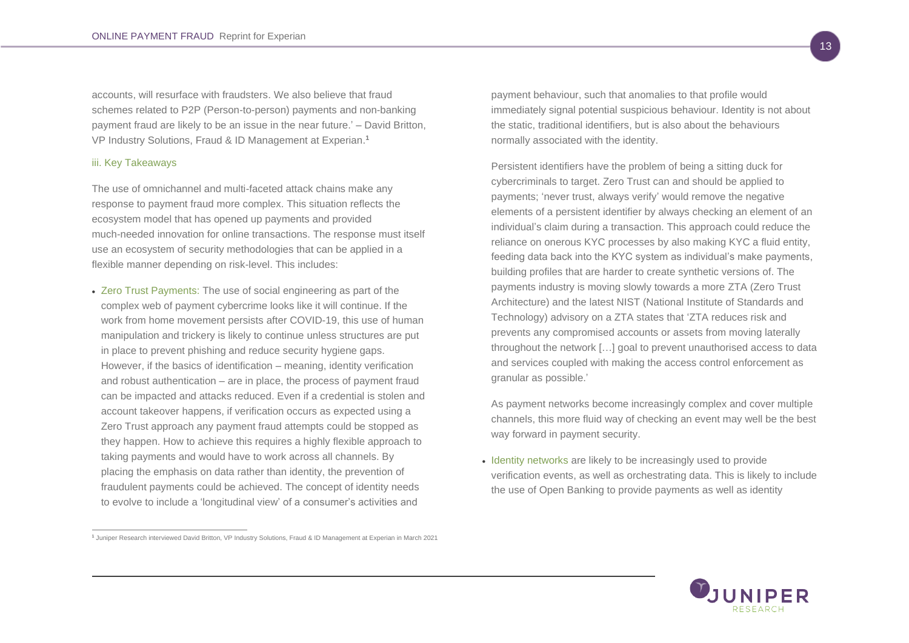accounts, will resurface with fraudsters. We also believe that fraud schemes related to P2P (Person-to-person) payments and non-banking payment fraud are likely to be an issue in the near future.' – David Britton, VP Industry Solutions, Fraud & ID Management at Experian.[1]

### iii. Key Takeaways

The use of omnichannel and multi-faceted attack chains make any response to payment fraud more complex. This situation reflects the ecosystem model that has opened up payments and provided much-needed innovation for online transactions. The response must itself use an ecosystem of security methodologies that can be applied in a flexible manner depending on risk-level. This includes:

- Zero Trust Payments: The use of social engineering as part of the complex web of payment cybercrime looks like it will continue. If the work from home movement persists after COVID-19, this use of human manipulation and trickery is likely to continue unless structures are put in place to prevent phishing and reduce security hygiene gaps. However, if the basics of identification – meaning, identity verification and robust authentication – are in place, the process of payment fraud can be impacted and attacks reduced. Even if a credential is stolen and account takeover happens, if verification occurs as expected using a Zero Trust approach any payment fraud attempts could be stopped as they happen. How to achieve this requires a highly flexible approach to taking payments and would have to work across all channels. By placing the emphasis on data rather than identity, the prevention of fraudulent payments could be achieved. The concept of identity needs to evolve to include a 'longitudinal view' of a consumer's activities and payment behaviour, such that anomalies to that profile would immediately signal potential suspicious behaviour. Identity is not about the static, traditional identifiers, but is also about the behaviours normally associated with the identity.

  Persistent identifiers have the problem of being a sitting duck for cybercriminals to target. Zero Trust can and should be applied to payments; 'never trust, always verify' would remove the negative elements of a persistent identifier by always checking an element of an individual's claim during a transaction. This approach could reduce the reliance on onerous KYC processes by also making KYC a fluid entity, feeding data back into the KYC system as individual's make payments, building profiles that are harder to create synthetic versions of. The payments industry is moving slowly towards a more ZTA (Zero Trust Architecture) and the latest NIST (National Institute of Standards and Technology) advisory on a ZTA states that 'ZTA reduces risk and prevents any compromised accounts or assets from moving laterally throughout the network […] goal to prevent unauthorised access to data and services coupled with making the access control enforcement as granular as possible.'

  As payment networks become increasingly complex and cover multiple channels, this more fluid way of checking an event may well be the best way forward in payment security.

- Identity networks are likely to be increasingly used to provide verification events, as well as orchestrating data. This is likely to include the use of Open Banking to provide payments as well as identity

[1] Juniper Research interviewed David Britton, VP Industry Solutions, Fraud & ID Management at Experian in March 2021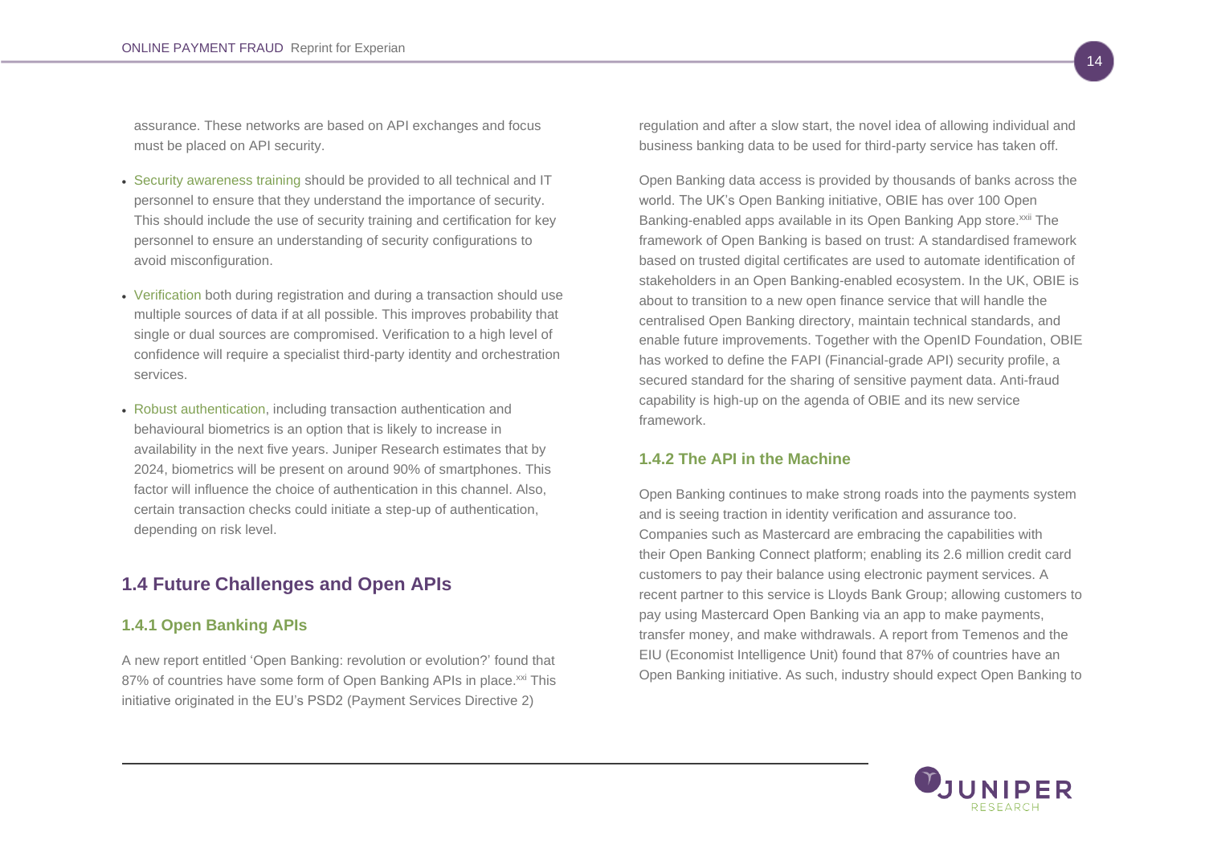assurance. These networks are based on API exchanges and focus must be placed on API security.

- Security awareness training should be provided to all technical and IT personnel to ensure that they understand the importance of security. This should include the use of security training and certification for key personnel to ensure an understanding of security configurations to avoid misconfiguration.
- Verification both during registration and during a transaction should use multiple sources of data if at all possible. This improves probability that single or dual sources are compromised. Verification to a high level of confidence will require a specialist third-party identity and orchestration services.
- Robust authentication, including transaction authentication and behavioural biometrics is an option that is likely to increase in availability in the next five years. Juniper Research estimates that by 2024, biometrics will be present on around 90% of smartphones. This factor will influence the choice of authentication in this channel. Also, certain transaction checks could initiate a step-up of authentication, depending on risk level.

## 1.4 Future Challenges and Open APIs

### 1.4.1 Open Banking APIs

A new report entitled 'Open Banking: revolution or evolution?' found that 87% of countries have some form of Open Banking APIs in place.[xxi] This initiative originated in the EU's PSD2 (Payment Services Directive 2) regulation and after a slow start, the novel idea of allowing individual and business banking data to be used for third-party service has taken off.

Open Banking data access is provided by thousands of banks across the world. The UK's Open Banking initiative, OBIE has over 100 Open Banking-enabled apps available in its Open Banking App store.[xxii] The framework of Open Banking is based on trust: A standardised framework based on trusted digital certificates are used to automate identification of stakeholders in an Open Banking-enabled ecosystem. In the UK, OBIE is about to transition to a new open finance service that will handle the centralised Open Banking directory, maintain technical standards, and enable future improvements. Together with the OpenID Foundation, OBIE has worked to define the FAPI (Financial-grade API) security profile, a secured standard for the sharing of sensitive payment data. Anti-fraud capability is high-up on the agenda of OBIE and its new service framework.

### 1.4.2 The API in the Machine

Open Banking continues to make strong roads into the payments system and is seeing traction in identity verification and assurance too. Companies such as Mastercard are embracing the capabilities with their Open Banking Connect platform; enabling its 2.6 million credit card customers to pay their balance using electronic payment services. A recent partner to this service is Lloyds Bank Group; allowing customers to pay using Mastercard Open Banking via an app to make payments, transfer money, and make withdrawals. A report from Temenos and the EIU (Economist Intelligence Unit) found that 87% of countries have an Open Banking initiative. As such, industry should expect Open Banking to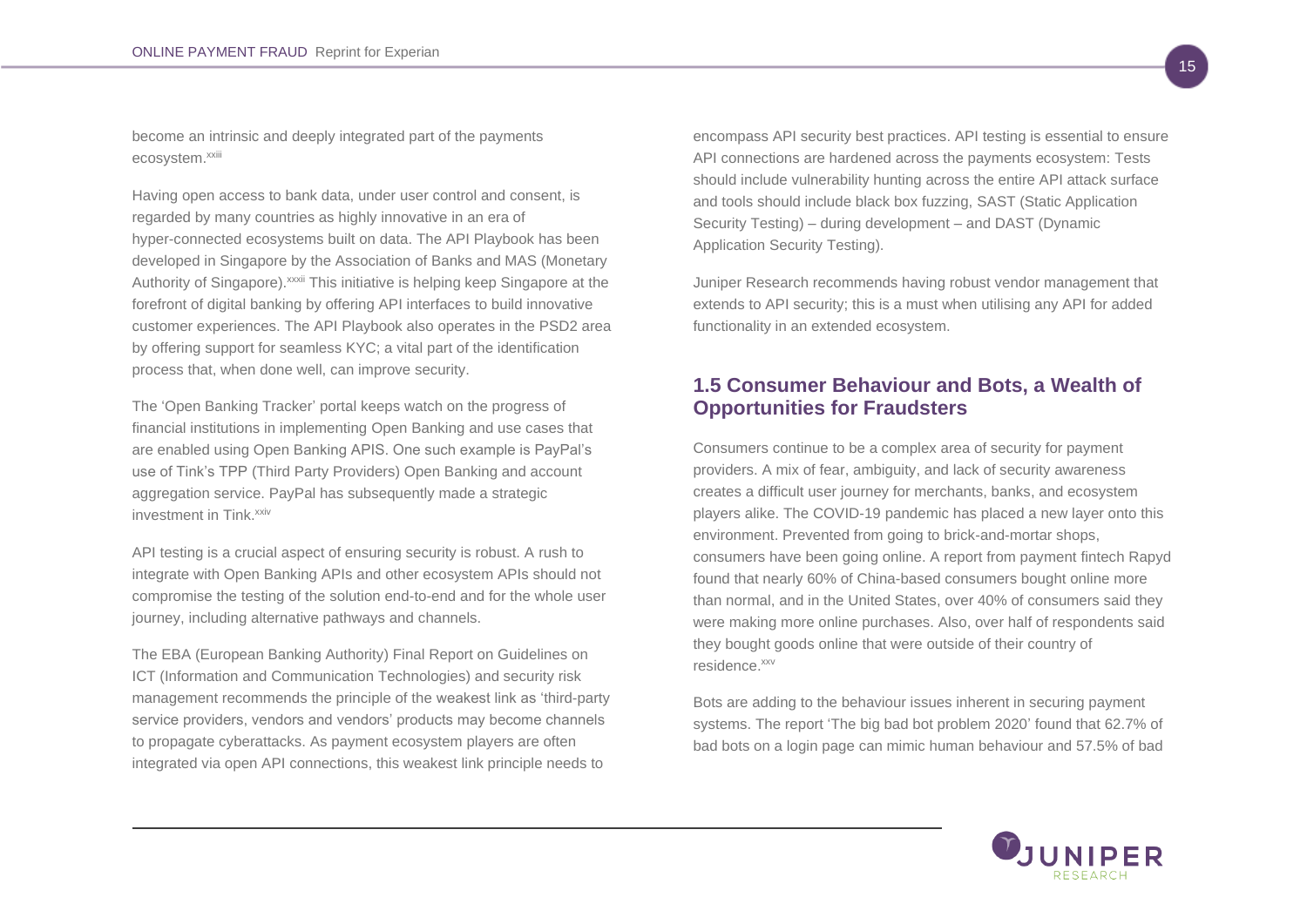become an intrinsic and deeply integrated part of the payments ecosystem.[xxiii]

Having open access to bank data, under user control and consent, is regarded by many countries as highly innovative in an era of hyper-connected ecosystems built on data. The API Playbook has been developed in Singapore by the Association of Banks and MAS (Monetary Authority of Singapore).[xxxii] This initiative is helping keep Singapore at the forefront of digital banking by offering API interfaces to build innovative customer experiences. The API Playbook also operates in the PSD2 area by offering support for seamless KYC; a vital part of the identification process that, when done well, can improve security.

The 'Open Banking Tracker' portal keeps watch on the progress of financial institutions in implementing Open Banking and use cases that are enabled using Open Banking APIS. One such example is PayPal's use of Tink's TPP (Third Party Providers) Open Banking and account aggregation service. PayPal has subsequently made a strategic investment in Tink.[xxiv]

API testing is a crucial aspect of ensuring security is robust. A rush to integrate with Open Banking APIs and other ecosystem APIs should not compromise the testing of the solution end-to-end and for the whole user journey, including alternative pathways and channels.

The EBA (European Banking Authority) Final Report on Guidelines on ICT (Information and Communication Technologies) and security risk management recommends the principle of the weakest link as 'third-party service providers, vendors and vendors' products may become channels to propagate cyberattacks. As payment ecosystem players are often integrated via open API connections, this weakest link principle needs to encompass API security best practices. API testing is essential to ensure API connections are hardened across the payments ecosystem: Tests should include vulnerability hunting across the entire API attack surface and tools should include black box fuzzing, SAST (Static Application Security Testing) – during development – and DAST (Dynamic Application Security Testing).

Juniper Research recommends having robust vendor management that extends to API security; this is a must when utilising any API for added functionality in an extended ecosystem.

## 1.5 Consumer Behaviour and Bots, a Wealth of Opportunities for Fraudsters

Consumers continue to be a complex area of security for payment providers. A mix of fear, ambiguity, and lack of security awareness creates a difficult user journey for merchants, banks, and ecosystem players alike. The COVID-19 pandemic has placed a new layer onto this environment. Prevented from going to brick-and-mortar shops, consumers have been going online. A report from payment fintech Rapyd found that nearly 60% of China-based consumers bought online more than normal, and in the United States, over 40% of consumers said they were making more online purchases. Also, over half of respondents said they bought goods online that were outside of their country of residence.[xxv]

Bots are adding to the behaviour issues inherent in securing payment systems. The report 'The big bad bot problem 2020' found that 62.7% of bad bots on a login page can mimic human behaviour and 57.5% of bad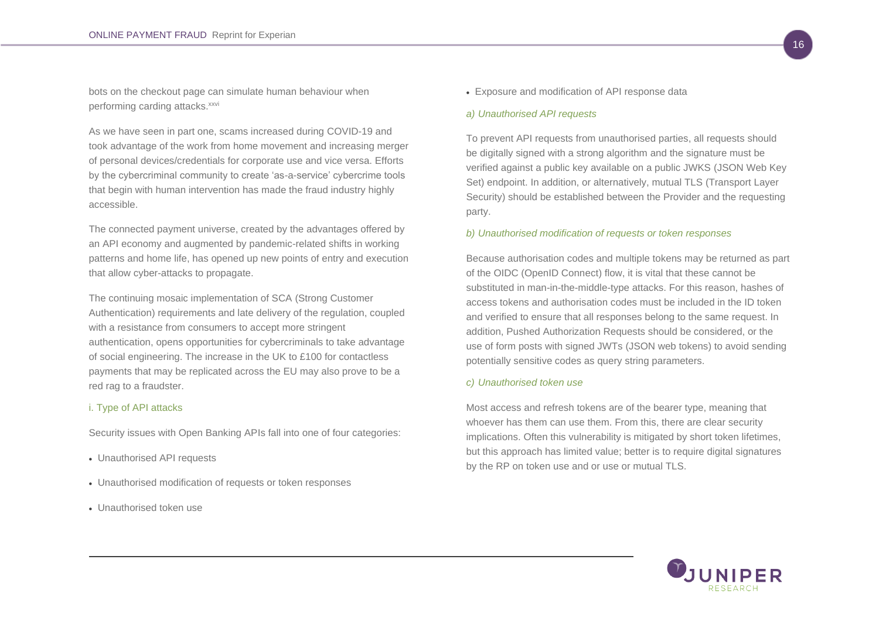bots on the checkout page can simulate human behaviour when performing carding attacks.[xxvi]

As we have seen in part one, scams increased during COVID-19 and took advantage of the work from home movement and increasing merger of personal devices/credentials for corporate use and vice versa. Efforts by the cybercriminal community to create 'as-a-service' cybercrime tools that begin with human intervention has made the fraud industry highly accessible.

The connected payment universe, created by the advantages offered by an API economy and augmented by pandemic-related shifts in working patterns and home life, has opened up new points of entry and execution that allow cyber-attacks to propagate.

The continuing mosaic implementation of SCA (Strong Customer Authentication) requirements and late delivery of the regulation, coupled with a resistance from consumers to accept more stringent authentication, opens opportunities for cybercriminals to take advantage of social engineering. The increase in the UK to £100 for contactless payments that may be replicated across the EU may also prove to be a red rag to a fraudster.

### i. Type of API attacks

Security issues with Open Banking APIs fall into one of four categories:

- Unauthorised API requests
- Unauthorised modification of requests or token responses
- Unauthorised token use
- Exposure and modification of API response data

#### *a) Unauthorised API requests*

To prevent API requests from unauthorised parties, all requests should be digitally signed with a strong algorithm and the signature must be verified against a public key available on a public JWKS (JSON Web Key Set) endpoint. In addition, or alternatively, mutual TLS (Transport Layer Security) should be established between the Provider and the requesting party.

#### *b) Unauthorised modification of requests or token responses*

Because authorisation codes and multiple tokens may be returned as part of the OIDC (OpenID Connect) flow, it is vital that these cannot be substituted in man-in-the-middle-type attacks. For this reason, hashes of access tokens and authorisation codes must be included in the ID token and verified to ensure that all responses belong to the same request. In addition, Pushed Authorization Requests should be considered, or the use of form posts with signed JWTs (JSON web tokens) to avoid sending potentially sensitive codes as query string parameters.

#### *c) Unauthorised token use*

Most access and refresh tokens are of the bearer type, meaning that whoever has them can use them. From this, there are clear security implications. Often this vulnerability is mitigated by short token lifetimes, but this approach has limited value; better is to require digital signatures by the RP on token use and or use or mutual TLS.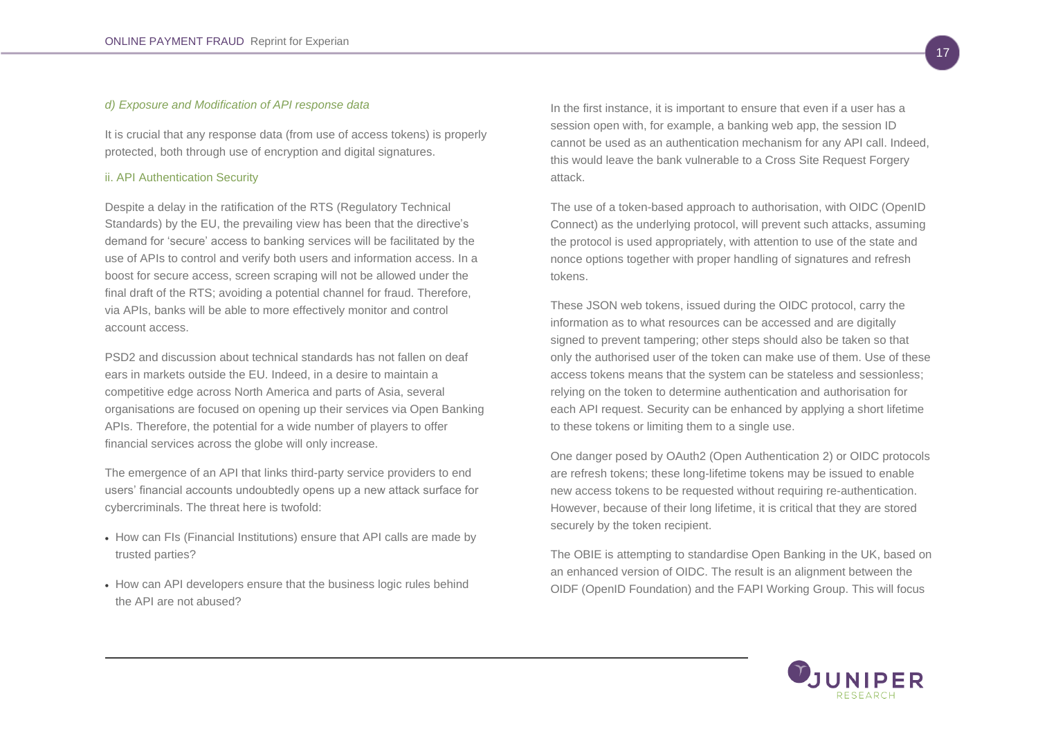*d) Exposure and Modification of API response data*

It is crucial that any response data (from use of access tokens) is properly protected, both through use of encryption and digital signatures.

### ii. API Authentication Security

Despite a delay in the ratification of the RTS (Regulatory Technical Standards) by the EU, the prevailing view has been that the directive's demand for 'secure' access to banking services will be facilitated by the use of APIs to control and verify both users and information access. In a boost for secure access, screen scraping will not be allowed under the final draft of the RTS; avoiding a potential channel for fraud. Therefore, via APIs, banks will be able to more effectively monitor and control account access.

PSD2 and discussion about technical standards has not fallen on deaf ears in markets outside the EU. Indeed, in a desire to maintain a competitive edge across North America and parts of Asia, several organisations are focused on opening up their services via Open Banking APIs. Therefore, the potential for a wide number of players to offer financial services across the globe will only increase.

The emergence of an API that links third-party service providers to end users' financial accounts undoubtedly opens up a new attack surface for cybercriminals. The threat here is twofold:

- How can FIs (Financial Institutions) ensure that API calls are made by trusted parties?
- How can API developers ensure that the business logic rules behind the API are not abused?

In the first instance, it is important to ensure that even if a user has a session open with, for example, a banking web app, the session ID cannot be used as an authentication mechanism for any API call. Indeed, this would leave the bank vulnerable to a Cross Site Request Forgery attack.

The use of a token-based approach to authorisation, with OIDC (OpenID Connect) as the underlying protocol, will prevent such attacks, assuming the protocol is used appropriately, with attention to use of the state and nonce options together with proper handling of signatures and refresh tokens.

These JSON web tokens, issued during the OIDC protocol, carry the information as to what resources can be accessed and are digitally signed to prevent tampering; other steps should also be taken so that only the authorised user of the token can make use of them. Use of these access tokens means that the system can be stateless and sessionless; relying on the token to determine authentication and authorisation for each API request. Security can be enhanced by applying a short lifetime to these tokens or limiting them to a single use.

One danger posed by OAuth2 (Open Authentication 2) or OIDC protocols are refresh tokens; these long-lifetime tokens may be issued to enable new access tokens to be requested without requiring re-authentication. However, because of their long lifetime, it is critical that they are stored securely by the token recipient.

The OBIE is attempting to standardise Open Banking in the UK, based on an enhanced version of OIDC. The result is an alignment between the OIDF (OpenID Foundation) and the FAPI Working Group. This will focus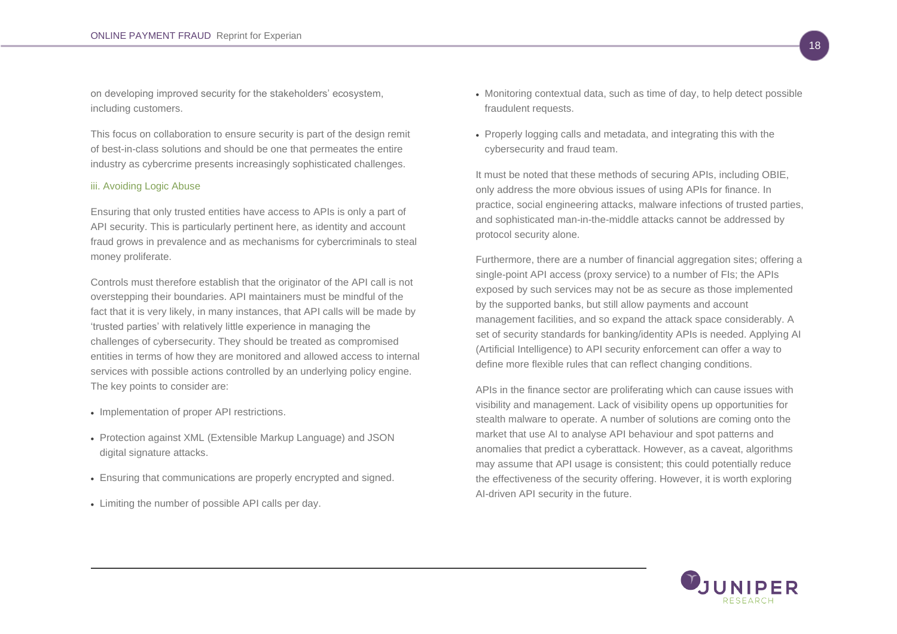on developing improved security for the stakeholders' ecosystem, including customers.

This focus on collaboration to ensure security is part of the design remit of best-in-class solutions and should be one that permeates the entire industry as cybercrime presents increasingly sophisticated challenges.

### iii. Avoiding Logic Abuse

Ensuring that only trusted entities have access to APIs is only a part of API security. This is particularly pertinent here, as identity and account fraud grows in prevalence and as mechanisms for cybercriminals to steal money proliferate.

Controls must therefore establish that the originator of the API call is not overstepping their boundaries. API maintainers must be mindful of the fact that it is very likely, in many instances, that API calls will be made by 'trusted parties' with relatively little experience in managing the challenges of cybersecurity. They should be treated as compromised entities in terms of how they are monitored and allowed access to internal services with possible actions controlled by an underlying policy engine. The key points to consider are:

- Implementation of proper API restrictions.
- Protection against XML (Extensible Markup Language) and JSON digital signature attacks.
- Ensuring that communications are properly encrypted and signed.
- Limiting the number of possible API calls per day.
- Monitoring contextual data, such as time of day, to help detect possible fraudulent requests.
- Properly logging calls and metadata, and integrating this with the cybersecurity and fraud team.

It must be noted that these methods of securing APIs, including OBIE, only address the more obvious issues of using APIs for finance. In practice, social engineering attacks, malware infections of trusted parties, and sophisticated man-in-the-middle attacks cannot be addressed by protocol security alone.

Furthermore, there are a number of financial aggregation sites; offering a single-point API access (proxy service) to a number of FIs; the APIs exposed by such services may not be as secure as those implemented by the supported banks, but still allow payments and account management facilities, and so expand the attack space considerably. A set of security standards for banking/identity APIs is needed. Applying AI (Artificial Intelligence) to API security enforcement can offer a way to define more flexible rules that can reflect changing conditions.

APIs in the finance sector are proliferating which can cause issues with visibility and management. Lack of visibility opens up opportunities for stealth malware to operate. A number of solutions are coming onto the market that use AI to analyse API behaviour and spot patterns and anomalies that predict a cyberattack. However, as a caveat, algorithms may assume that API usage is consistent; this could potentially reduce the effectiveness of the security offering. However, it is worth exploring AI-driven API security in the future.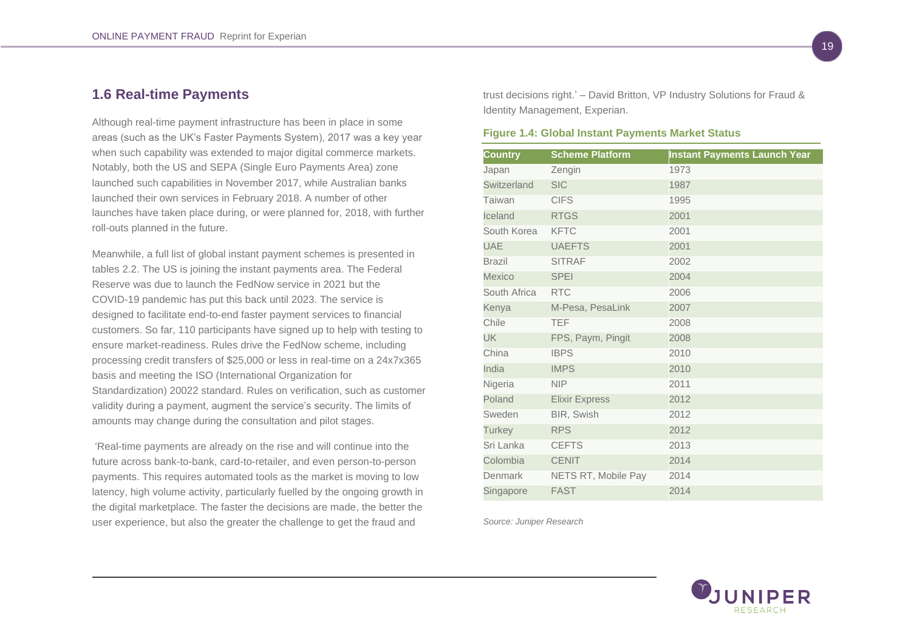## 1.6 Real-time Payments

Although real-time payment infrastructure has been in place in some areas (such as the UK's Faster Payments System), 2017 was a key year when such capability was extended to major digital commerce markets. Notably, both the US and SEPA (Single Euro Payments Area) zone launched such capabilities in November 2017, while Australian banks launched their own services in February 2018. A number of other launches have taken place during, or were planned for, 2018, with further roll-outs planned in the future.

Meanwhile, a full list of global instant payment schemes is presented in tables 2.2. The US is joining the instant payments area. The Federal Reserve was due to launch the FedNow service in 2021 but the COVID-19 pandemic has put this back until 2023. The service is designed to facilitate end-to-end faster payment services to financial customers. So far, 110 participants have signed up to help with testing to ensure market-readiness. Rules drive the FedNow scheme, including processing credit transfers of $25,000 or less in real-time on a 24x7x365 basis and meeting the ISO (International Organization for Standardization) 20022 standard. Rules on verification, such as customer validity during a payment, augment the service's security. The limits of amounts may change during the consultation and pilot stages.

'Real-time payments are already on the rise and will continue into the future across bank-to-bank, card-to-retailer, and even person-to-person payments. This requires automated tools as the market is moving to low latency, high volume activity, particularly fuelled by the ongoing growth in the digital marketplace. The faster the decisions are made, the better the user experience, but also the greater the challenge to get the fraud and trust decisions right.' – David Britton, VP Industry Solutions for Fraud & Identity Management, Experian.

**Figure 1.4: Global Instant Payments Market Status**

| Country | Scheme Platform | Instant Payments Launch Year |
|---|---|---|
| Japan | Zengin | 1973 |
| Switzerland | SIC | 1987 |
| Taiwan | CIFS | 1995 |
| Iceland | RTGS | 2001 |
| South Korea | KFTC | 2001 |
| UAE | UAEFTS | 2001 |
| Brazil | SITRAF | 2002 |
| Mexico | SPEI | 2004 |
| South Africa | RTC | 2006 |
| Kenya | M-Pesa, PesaLink | 2007 |
| Chile | TEF | 2008 |
| UK | FPS, Paym, Pingit | 2008 |
| China | IBPS | 2010 |
| India | IMPS | 2010 |
| Nigeria | NIP | 2011 |
| Poland | Elixir Express | 2012 |
| Sweden | BIR, Swish | 2012 |
| Turkey | RPS | 2012 |
| Sri Lanka | CEFTS | 2013 |
| Colombia | CENIT | 2014 |
| Denmark | NETS RT, Mobile Pay | 2014 |
| Singapore | FAST | 2014 |

*Source: Juniper Research*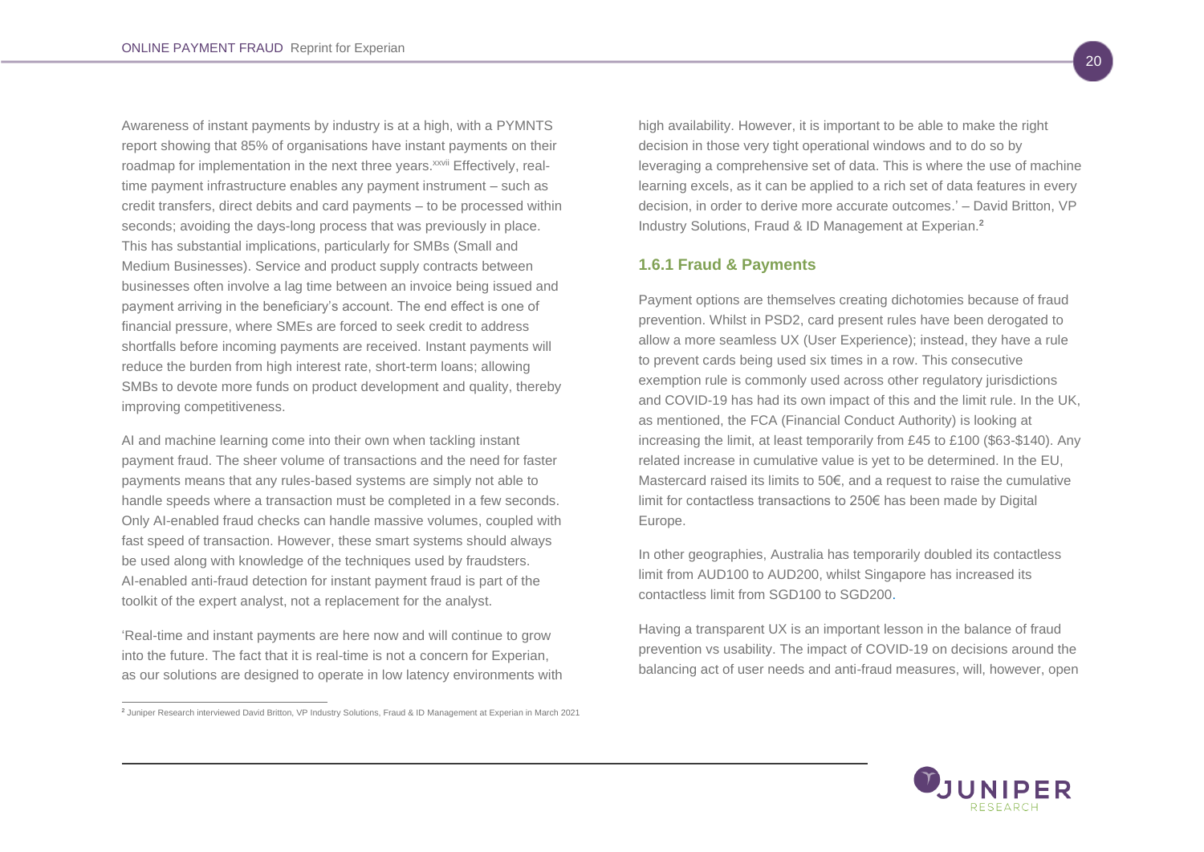Awareness of instant payments by industry is at a high, with a PYMNTS report showing that 85% of organisations have instant payments on their roadmap for implementation in the next three years.[xxvii] Effectively, real-time payment infrastructure enables any payment instrument – such as credit transfers, direct debits and card payments – to be processed within seconds; avoiding the days-long process that was previously in place. This has substantial implications, particularly for SMBs (Small and Medium Businesses). Service and product supply contracts between businesses often involve a lag time between an invoice being issued and payment arriving in the beneficiary's account. The end effect is one of financial pressure, where SMEs are forced to seek credit to address shortfalls before incoming payments are received. Instant payments will reduce the burden from high interest rate, short-term loans; allowing SMBs to devote more funds on product development and quality, thereby improving competitiveness.

AI and machine learning come into their own when tackling instant payment fraud. The sheer volume of transactions and the need for faster payments means that any rules-based systems are simply not able to handle speeds where a transaction must be completed in a few seconds. Only AI-enabled fraud checks can handle massive volumes, coupled with fast speed of transaction. However, these smart systems should always be used along with knowledge of the techniques used by fraudsters. AI-enabled anti-fraud detection for instant payment fraud is part of the toolkit of the expert analyst, not a replacement for the analyst.

'Real-time and instant payments are here now and will continue to grow into the future. The fact that it is real-time is not a concern for Experian, as our solutions are designed to operate in low latency environments with high availability. However, it is important to be able to make the right decision in those very tight operational windows and to do so by leveraging a comprehensive set of data. This is where the use of machine learning excels, as it can be applied to a rich set of data features in every decision, in order to derive more accurate outcomes.' – David Britton, VP Industry Solutions, Fraud & ID Management at Experian.[2]

### 1.6.1 Fraud & Payments

Payment options are themselves creating dichotomies because of fraud prevention. Whilst in PSD2, card present rules have been derogated to allow a more seamless UX (User Experience); instead, they have a rule to prevent cards being used six times in a row. This consecutive exemption rule is commonly used across other regulatory jurisdictions and COVID-19 has had its own impact of this and the limit rule. In the UK, as mentioned, the FCA (Financial Conduct Authority) is looking at increasing the limit, at least temporarily from £45 to £100 ($63-$140). Any related increase in cumulative value is yet to be determined. In the EU, Mastercard raised its limits to 50€, and a request to raise the cumulative limit for contactless transactions to 250€ has been made by Digital Europe.

In other geographies, Australia has temporarily doubled its contactless limit from AUD100 to AUD200, whilst Singapore has increased its contactless limit from SGD100 to SGD200.

Having a transparent UX is an important lesson in the balance of fraud prevention vs usability. The impact of COVID-19 on decisions around the balancing act of user needs and anti-fraud measures, will, however, open

---

[2] Juniper Research interviewed David Britton, VP Industry Solutions, Fraud & ID Management at Experian in March 2021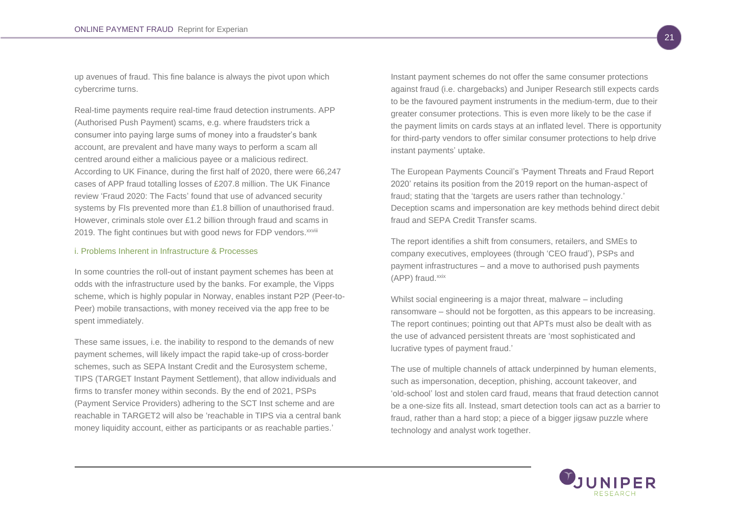up avenues of fraud. This fine balance is always the pivot upon which cybercrime turns.

Real-time payments require real-time fraud detection instruments. APP (Authorised Push Payment) scams, e.g. where fraudsters trick a consumer into paying large sums of money into a fraudster's bank account, are prevalent and have many ways to perform a scam all centred around either a malicious payee or a malicious redirect. According to UK Finance, during the first half of 2020, there were 66,247 cases of APP fraud totalling losses of £207.8 million. The UK Finance review 'Fraud 2020: The Facts' found that use of advanced security systems by FIs prevented more than £1.8 billion of unauthorised fraud. However, criminals stole over £1.2 billion through fraud and scams in 2019. The fight continues but with good news for FDP vendors.[xxviii]

### i. Problems Inherent in Infrastructure & Processes

In some countries the roll-out of instant payment schemes has been at odds with the infrastructure used by the banks. For example, the Vipps scheme, which is highly popular in Norway, enables instant P2P (Peer-to-Peer) mobile transactions, with money received via the app free to be spent immediately.

These same issues, i.e. the inability to respond to the demands of new payment schemes, will likely impact the rapid take-up of cross-border schemes, such as SEPA Instant Credit and the Eurosystem scheme, TIPS (TARGET Instant Payment Settlement), that allow individuals and firms to transfer money within seconds. By the end of 2021, PSPs (Payment Service Providers) adhering to the SCT Inst scheme and are reachable in TARGET2 will also be 'reachable in TIPS via a central bank money liquidity account, either as participants or as reachable parties.'

Instant payment schemes do not offer the same consumer protections against fraud (i.e. chargebacks) and Juniper Research still expects cards to be the favoured payment instruments in the medium-term, due to their greater consumer protections. This is even more likely to be the case if the payment limits on cards stays at an inflated level. There is opportunity for third-party vendors to offer similar consumer protections to help drive instant payments' uptake.

The European Payments Council's 'Payment Threats and Fraud Report 2020' retains its position from the 2019 report on the human-aspect of fraud; stating that the 'targets are users rather than technology.' Deception scams and impersonation are key methods behind direct debit fraud and SEPA Credit Transfer scams.

The report identifies a shift from consumers, retailers, and SMEs to company executives, employees (through 'CEO fraud'), PSPs and payment infrastructures – and a move to authorised push payments (APP) fraud.[xxix]

Whilst social engineering is a major threat, malware – including ransomware – should not be forgotten, as this appears to be increasing. The report continues; pointing out that APTs must also be dealt with as the use of advanced persistent threats are 'most sophisticated and lucrative types of payment fraud.'

The use of multiple channels of attack underpinned by human elements, such as impersonation, deception, phishing, account takeover, and 'old-school' lost and stolen card fraud, means that fraud detection cannot be a one-size fits all. Instead, smart detection tools can act as a barrier to fraud, rather than a hard stop; a piece of a bigger jigsaw puzzle where technology and analyst work together.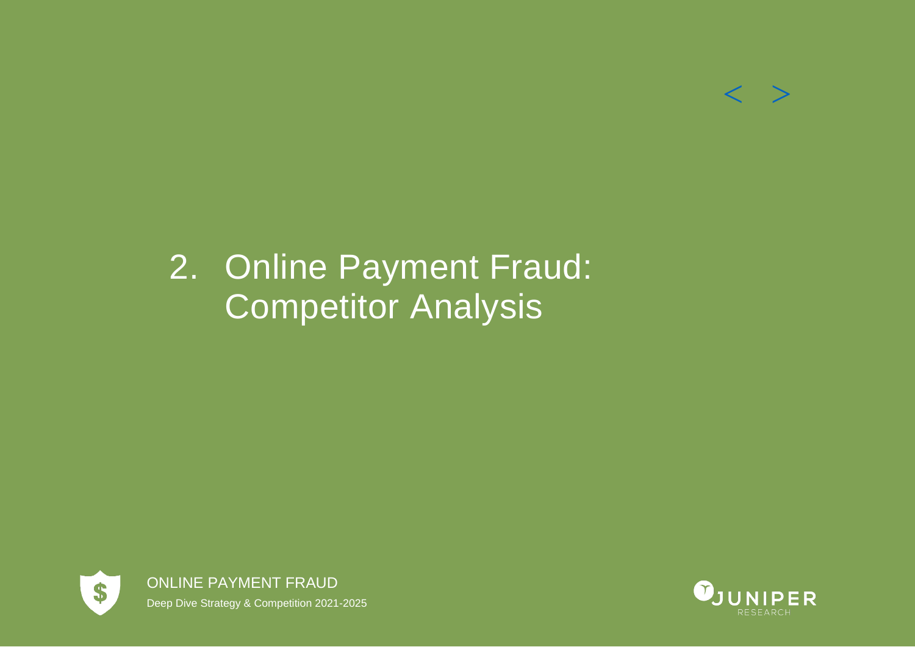# 2. Online Payment Fraud: Competitor Analysis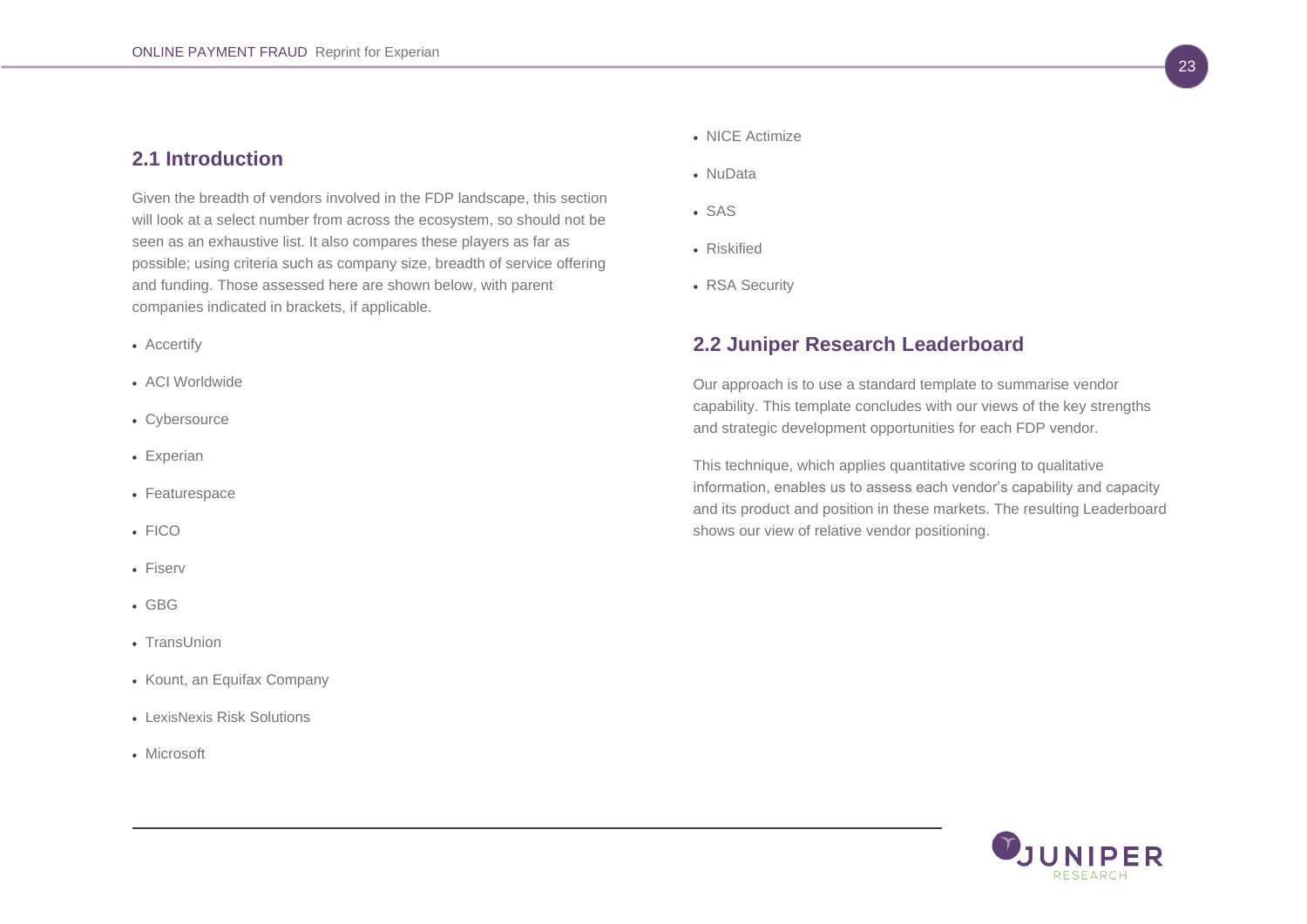## 2.1 Introduction

Given the breadth of vendors involved in the FDP landscape, this section will look at a select number from across the ecosystem, so should not be seen as an exhaustive list. It also compares these players as far as possible; using criteria such as company size, breadth of service offering and funding. Those assessed here are shown below, with parent companies indicated in brackets, if applicable.

- Accertify
- ACI Worldwide
- Cybersource
- Experian
- Featurespace
- FICO
- Fiserv
- GBG
- TransUnion
- Kount, an Equifax Company
- LexisNexis Risk Solutions
- Microsoft
- NICE Actimize
- NuData
- SAS
- Riskified
- RSA Security

## 2.2 Juniper Research Leaderboard

Our approach is to use a standard template to summarise vendor capability. This template concludes with our views of the key strengths and strategic development opportunities for each FDP vendor.

This technique, which applies quantitative scoring to qualitative information, enables us to assess each vendor's capability and capacity and its product and position in these markets. The resulting Leaderboard shows our view of relative vendor positioning.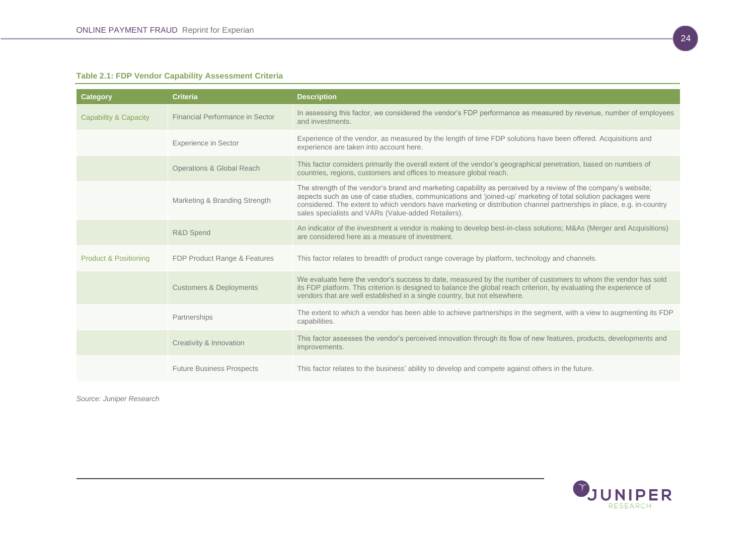**Table 2.1: FDP Vendor Capability Assessment Criteria**

| Category | Criteria | Description |
|---|---|---|
| Capability & Capacity | Financial Performance in Sector | In assessing this factor, we considered the vendor's FDP performance as measured by revenue, number of employees and investments. |
| | Experience in Sector | Experience of the vendor, as measured by the length of time FDP solutions have been offered. Acquisitions and experience are taken into account here. |
| | Operations & Global Reach | This factor considers primarily the overall extent of the vendor's geographical penetration, based on numbers of countries, regions, customers and offices to measure global reach. |
| | Marketing & Branding Strength | The strength of the vendor's brand and marketing capability as perceived by a review of the company's website; aspects such as use of case studies, communications and 'joined-up' marketing of total solution packages were considered. The extent to which vendors have marketing or distribution channel partnerships in place, e.g. in-country sales specialists and VARs (Value-added Retailers). |
| | R&D Spend | An indicator of the investment a vendor is making to develop best-in-class solutions; M&As (Merger and Acquisitions) are considered here as a measure of investment. |
| Product & Positioning | FDP Product Range & Features | This factor relates to breadth of product range coverage by platform, technology and channels. |
| | Customers & Deployments | We evaluate here the vendor's success to date, measured by the number of customers to whom the vendor has sold its FDP platform. This criterion is designed to balance the global reach criterion, by evaluating the experience of vendors that are well established in a single country, but not elsewhere. |
| | Partnerships | The extent to which a vendor has been able to achieve partnerships in the segment, with a view to augmenting its FDP capabilities. |
| | Creativity & Innovation | This factor assesses the vendor's perceived innovation through its flow of new features, products, developments and improvements. |
| | Future Business Prospects | This factor relates to the business' ability to develop and compete against others in the future. |

*Source: Juniper Research*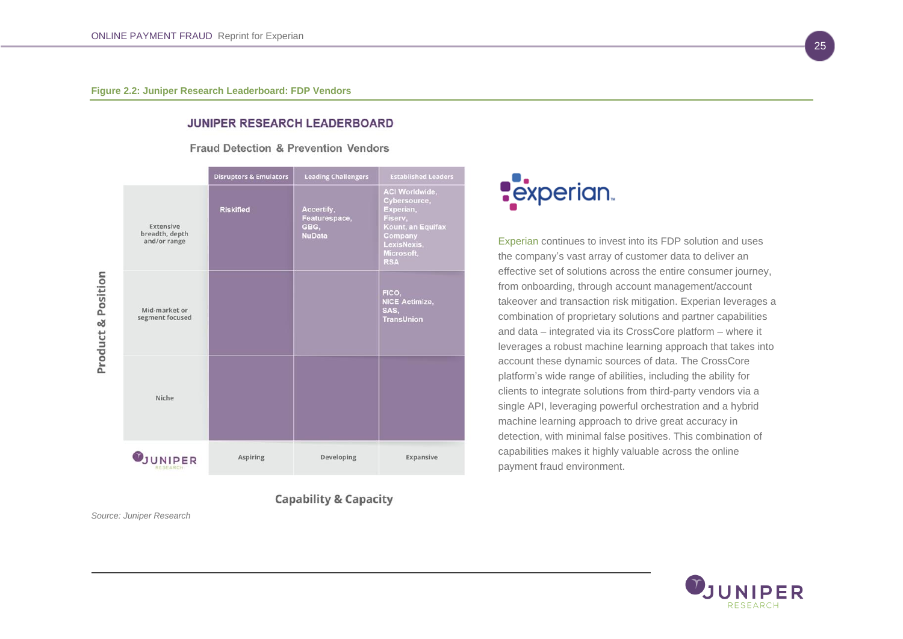**Figure 2.2: Juniper Research Leaderboard: FDP Vendors**

**JUNIPER RESEARCH LEADERBOARD**

Fraud Detection & Prevention Vendors

| Product & Position | Disruptors & Emulators | Leading Challengers | Established Leaders |
|---|---|---|---|
| Extensive breadth, depth and/or range | Riskified | Accertify, Featurespace, GBG, NuData | ACI Worldwide, Cybersource, Experian, Fiserv, Kount, an Equifax Company, LexisNexis, Microsoft, RSA |
| Mid-market or segment focused | | | FICO, NICE Actimize, SAS, TransUnion |
| Niche | | | |
| | Aspiring | Developing | Expansive |

Capability & Capacity

*Source: Juniper Research*

experian.

Experian continues to invest into its FDP solution and uses the company's vast array of customer data to deliver an effective set of solutions across the entire consumer journey, from onboarding, through account management/account takeover and transaction risk mitigation. Experian leverages a combination of proprietary solutions and partner capabilities and data – integrated via its CrossCore platform – where it leverages a robust machine learning approach that takes into account these dynamic sources of data. The CrossCore platform's wide range of abilities, including the ability for clients to integrate solutions from third-party vendors via a single API, leveraging powerful orchestration and a hybrid machine learning approach to drive great accuracy in detection, with minimal false positives. This combination of capabilities makes it highly valuable across the online payment fraud environment.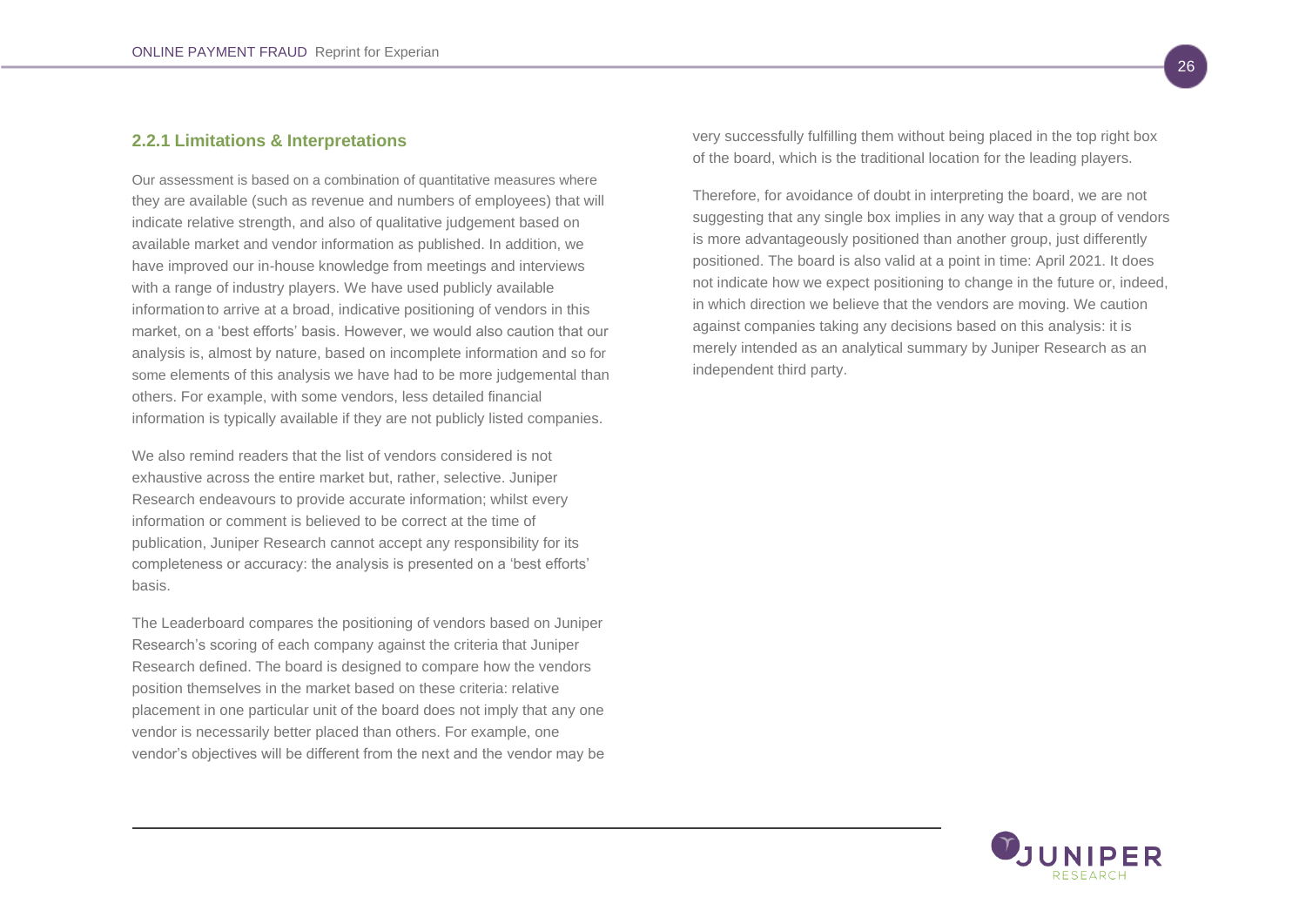### 2.2.1 Limitations & Interpretations

Our assessment is based on a combination of quantitative measures where they are available (such as revenue and numbers of employees) that will indicate relative strength, and also of qualitative judgement based on available market and vendor information as published. In addition, we have improved our in-house knowledge from meetings and interviews with a range of industry players. We have used publicly available information to arrive at a broad, indicative positioning of vendors in this market, on a 'best efforts' basis. However, we would also caution that our analysis is, almost by nature, based on incomplete information and so for some elements of this analysis we have had to be more judgemental than others. For example, with some vendors, less detailed financial information is typically available if they are not publicly listed companies.

We also remind readers that the list of vendors considered is not exhaustive across the entire market but, rather, selective. Juniper Research endeavours to provide accurate information; whilst every information or comment is believed to be correct at the time of publication, Juniper Research cannot accept any responsibility for its completeness or accuracy: the analysis is presented on a 'best efforts' basis.

The Leaderboard compares the positioning of vendors based on Juniper Research's scoring of each company against the criteria that Juniper Research defined. The board is designed to compare how the vendors position themselves in the market based on these criteria: relative placement in one particular unit of the board does not imply that any one vendor is necessarily better placed than others. For example, one vendor's objectives will be different from the next and the vendor may be very successfully fulfilling them without being placed in the top right box of the board, which is the traditional location for the leading players.

Therefore, for avoidance of doubt in interpreting the board, we are not suggesting that any single box implies in any way that a group of vendors is more advantageously positioned than another group, just differently positioned. The board is also valid at a point in time: April 2021. It does not indicate how we expect positioning to change in the future or, indeed, in which direction we believe that the vendors are moving. We caution against companies taking any decisions based on this analysis: it is merely intended as an analytical summary by Juniper Research as an independent third party.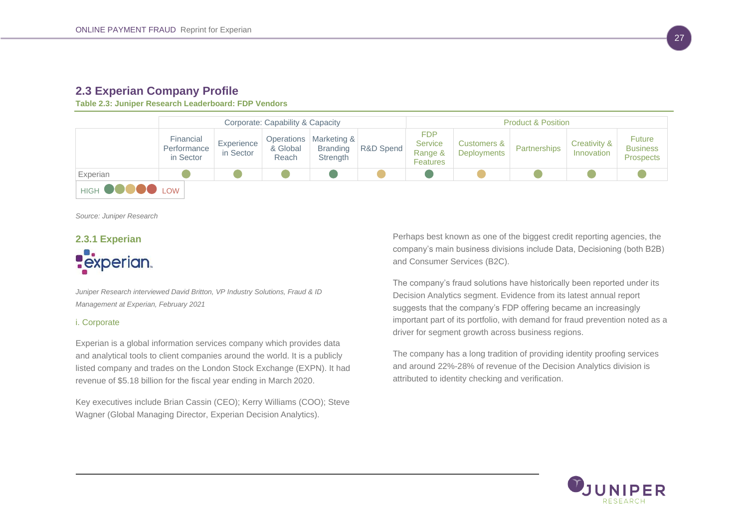## 2.3 Experian Company Profile

**Table 2.3: Juniper Research Leaderboard: FDP Vendors**

| | Corporate: Capability & Capacity | | | | | Product & Position | | | | |
|---|---|---|---|---|---|---|---|---|---|---|
| | Financial Performance in Sector | Experience in Sector | Operations & Global Reach | Marketing & Branding Strength | R&D Spend | FDP Service Range & Features | Customers & Deployments | Partnerships | Creativity & Innovation | Future Business Prospects |
| Experian | ● | ● | ● | ● | ● | ● | ● | ● | ● | ● |

HIGH ●●●●● LOW

*Source: Juniper Research*

### 2.3.1 Experian

*Juniper Research interviewed David Britton, VP Industry Solutions, Fraud & ID Management at Experian, February 2021*

#### i. Corporate

Experian is a global information services company which provides data and analytical tools to client companies around the world. It is a publicly listed company and trades on the London Stock Exchange (EXPN). It had revenue of $5.18 billion for the fiscal year ending in March 2020.

Key executives include Brian Cassin (CEO); Kerry Williams (COO); Steve Wagner (Global Managing Director, Experian Decision Analytics).

Perhaps best known as one of the biggest credit reporting agencies, the company's main business divisions include Data, Decisioning (both B2B) and Consumer Services (B2C).

The company's fraud solutions have historically been reported under its Decision Analytics segment. Evidence from its latest annual report suggests that the company's FDP offering became an increasingly important part of its portfolio, with demand for fraud prevention noted as a driver for segment growth across business regions.

The company has a long tradition of providing identity proofing services and around 22%-28% of revenue of the Decision Analytics division is attributed to identity checking and verification.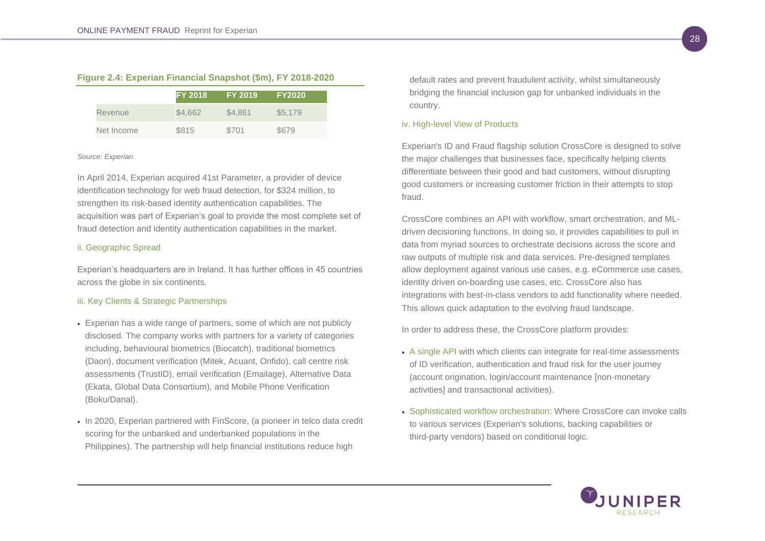**Figure 2.4: Experian Financial Snapshot ($m), FY 2018-2020**

| | FY 2018 | FY 2019 | FY2020 |
|---|---|---|---|
| Revenue | $4,662 | $4,861 | $5,179 |
| Net Income | $815 | $701 | $679 |

*Source: Experian*

In April 2014, Experian acquired 41st Parameter, a provider of device identification technology for web fraud detection, for $324 million, to strengthen its risk-based identity authentication capabilities. The acquisition was part of Experian's goal to provide the most complete set of fraud detection and identity authentication capabilities in the market.

### ii. Geographic Spread

Experian's headquarters are in Ireland. It has further offices in 45 countries across the globe in six continents.

### iii. Key Clients & Strategic Partnerships

- Experian has a wide range of partners, some of which are not publicly disclosed. The company works with partners for a variety of categories including, behavioural biometrics (Biocatch), traditional biometrics (Daon), document verification (Mitek, Acuant, Onfido), call centre risk assessments (TrustID), email verification (Emailage), Alternative Data (Ekata, Global Data Consortium), and Mobile Phone Verification (Boku/Danal).
- In 2020, Experian partnered with FinScore, (a pioneer in telco data credit scoring for the unbanked and underbanked populations in the Philippines). The partnership will help financial institutions reduce high default rates and prevent fraudulent activity, whilst simultaneously bridging the financial inclusion gap for unbanked individuals in the country.

### iv. High-level View of Products

Experian's ID and Fraud flagship solution CrossCore is designed to solve the major challenges that businesses face, specifically helping clients differentiate between their good and bad customers, without disrupting good customers or increasing customer friction in their attempts to stop fraud.

CrossCore combines an API with workflow, smart orchestration, and ML-driven decisioning functions. In doing so, it provides capabilities to pull in data from myriad sources to orchestrate decisions across the score and raw outputs of multiple risk and data services. Pre-designed templates allow deployment against various use cases, e.g. eCommerce use cases, identity driven on-boarding use cases, etc. CrossCore also has integrations with best-in-class vendors to add functionality where needed. This allows quick adaptation to the evolving fraud landscape.

In order to address these, the CrossCore platform provides:

- A single API with which clients can integrate for real-time assessments of ID verification, authentication and fraud risk for the user journey (account origination, login/account maintenance [non-monetary activities] and transactional activities).
- Sophisticated workflow orchestration: Where CrossCore can invoke calls to various services (Experian's solutions, backing capabilities or third-party vendors) based on conditional logic.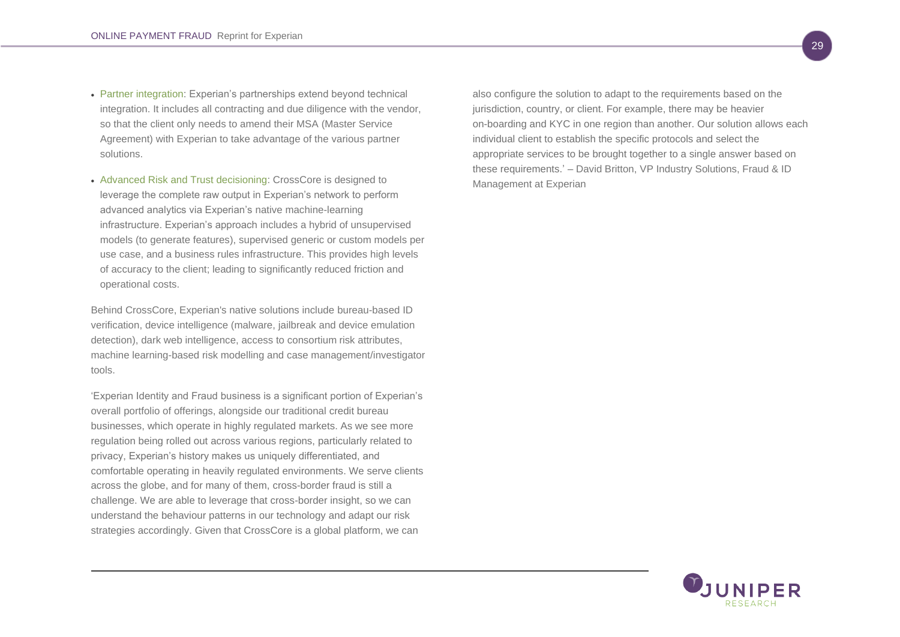- Partner integration: Experian's partnerships extend beyond technical integration. It includes all contracting and due diligence with the vendor, so that the client only needs to amend their MSA (Master Service Agreement) with Experian to take advantage of the various partner solutions.

- Advanced Risk and Trust decisioning: CrossCore is designed to leverage the complete raw output in Experian's network to perform advanced analytics via Experian's native machine-learning infrastructure. Experian's approach includes a hybrid of unsupervised models (to generate features), supervised generic or custom models per use case, and a business rules infrastructure. This provides high levels of accuracy to the client; leading to significantly reduced friction and operational costs.

Behind CrossCore, Experian's native solutions include bureau-based ID verification, device intelligence (malware, jailbreak and device emulation detection), dark web intelligence, access to consortium risk attributes, machine learning-based risk modelling and case management/investigator tools.

'Experian Identity and Fraud business is a significant portion of Experian's overall portfolio of offerings, alongside our traditional credit bureau businesses, which operate in highly regulated markets. As we see more regulation being rolled out across various regions, particularly related to privacy, Experian's history makes us uniquely differentiated, and comfortable operating in heavily regulated environments. We serve clients across the globe, and for many of them, cross-border fraud is still a challenge. We are able to leverage that cross-border insight, so we can understand the behaviour patterns in our technology and adapt our risk strategies accordingly. Given that CrossCore is a global platform, we can also configure the solution to adapt to the requirements based on the jurisdiction, country, or client. For example, there may be heavier on-boarding and KYC in one region than another. Our solution allows each individual client to establish the specific protocols and select the appropriate services to be brought together to a single answer based on these requirements.' – David Britton, VP Industry Solutions, Fraud & ID Management at Experian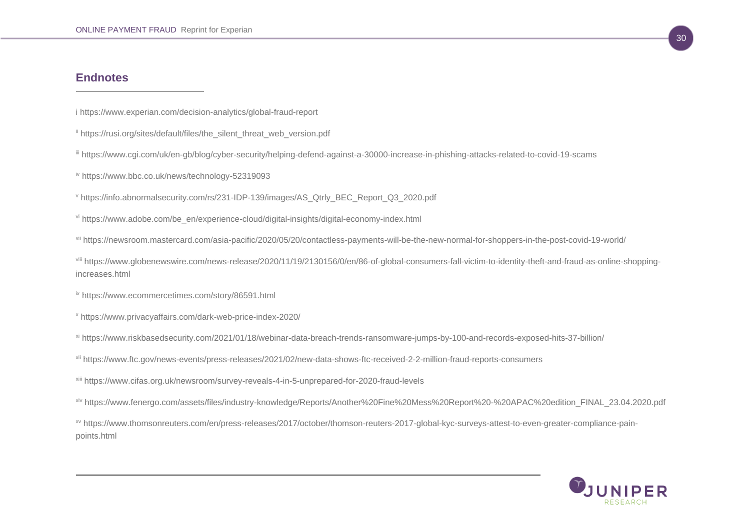## Endnotes

i https://www.experian.com/decision-analytics/global-fraud-report

[ii] https://rusi.org/sites/default/files/the_silent_threat_web_version.pdf

[iii] https://www.cgi.com/uk/en-gb/blog/cyber-security/helping-defend-against-a-30000-increase-in-phishing-attacks-related-to-covid-19-scams

[iv] https://www.bbc.co.uk/news/technology-52319093

[v] https://info.abnormalsecurity.com/rs/231-IDP-139/images/AS_Qtrly_BEC_Report_Q3_2020.pdf

[vi] https://www.adobe.com/be_en/experience-cloud/digital-insights/digital-economy-index.html

[vii] https://newsroom.mastercard.com/asia-pacific/2020/05/20/contactless-payments-will-be-the-new-normal-for-shoppers-in-the-post-covid-19-world/

[viii] https://www.globenewswire.com/news-release/2020/11/19/2130156/0/en/86-of-global-consumers-fall-victim-to-identity-theft-and-fraud-as-online-shopping-increases.html

[ix] https://www.ecommercetimes.com/story/86591.html

[x] https://www.privacyaffairs.com/dark-web-price-index-2020/

[xi] https://www.riskbasedsecurity.com/2021/01/18/webinar-data-breach-trends-ransomware-jumps-by-100-and-records-exposed-hits-37-billion/

[xii] https://www.ftc.gov/news-events/press-releases/2021/02/new-data-shows-ftc-received-2-2-million-fraud-reports-consumers

[xiii] https://www.cifas.org.uk/newsroom/survey-reveals-4-in-5-unprepared-for-2020-fraud-levels

[xiv] https://www.fenergo.com/assets/files/industry-knowledge/Reports/Another%20Fine%20Mess%20Report%20-%20APAC%20edition_FINAL_23.04.2020.pdf

[xv] https://www.thomsonreuters.com/en/press-releases/2017/october/thomson-reuters-2017-global-kyc-surveys-attest-to-even-greater-compliance-pain-points.html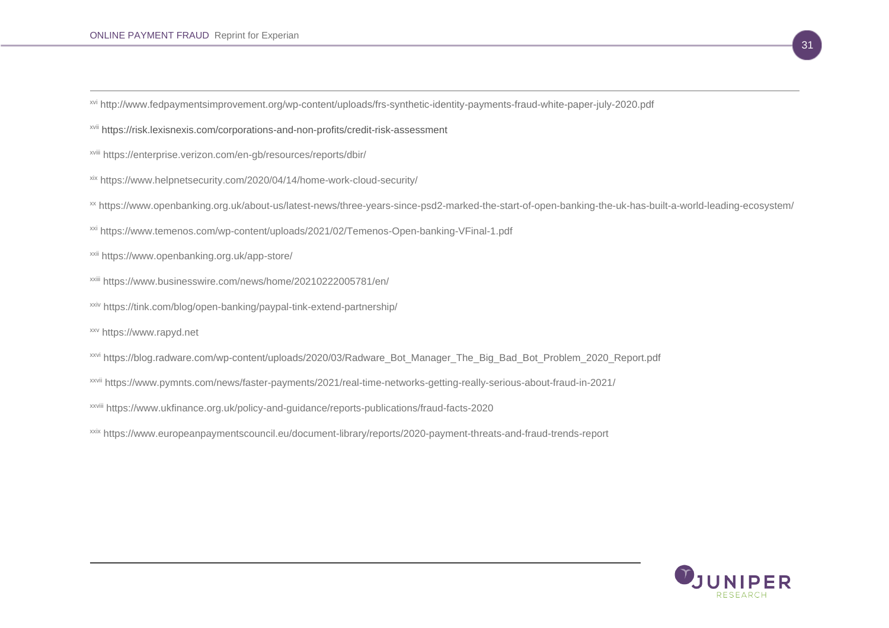[xvi] http://www.fedpaymentsimprovement.org/wp-content/uploads/frs-synthetic-identity-payments-fraud-white-paper-july-2020.pdf

[xvii] https://risk.lexisnexis.com/corporations-and-non-profits/credit-risk-assessment

[xviii] https://enterprise.verizon.com/en-gb/resources/reports/dbir/

[xix] https://www.helpnetsecurity.com/2020/04/14/home-work-cloud-security/

[xx] https://www.openbanking.org.uk/about-us/latest-news/three-years-since-psd2-marked-the-start-of-open-banking-the-uk-has-built-a-world-leading-ecosystem/

[xxi] https://www.temenos.com/wp-content/uploads/2021/02/Temenos-Open-banking-VFinal-1.pdf

[xxii] https://www.openbanking.org.uk/app-store/

[xxiii] https://www.businesswire.com/news/home/20210222005781/en/

[xxiv] https://tink.com/blog/open-banking/paypal-tink-extend-partnership/

[xxv] https://www.rapyd.net

[xxvi] https://blog.radware.com/wp-content/uploads/2020/03/Radware_Bot_Manager_The_Big_Bad_Bot_Problem_2020_Report.pdf

[xxvii] https://www.pymnts.com/news/faster-payments/2021/real-time-networks-getting-really-serious-about-fraud-in-2021/

[xxviii] https://www.ukfinance.org.uk/policy-and-guidance/reports-publications/fraud-facts-2020

[xxix] https://www.europeanpaymentscouncil.eu/document-library/reports/2020-payment-threats-and-fraud-trends-report